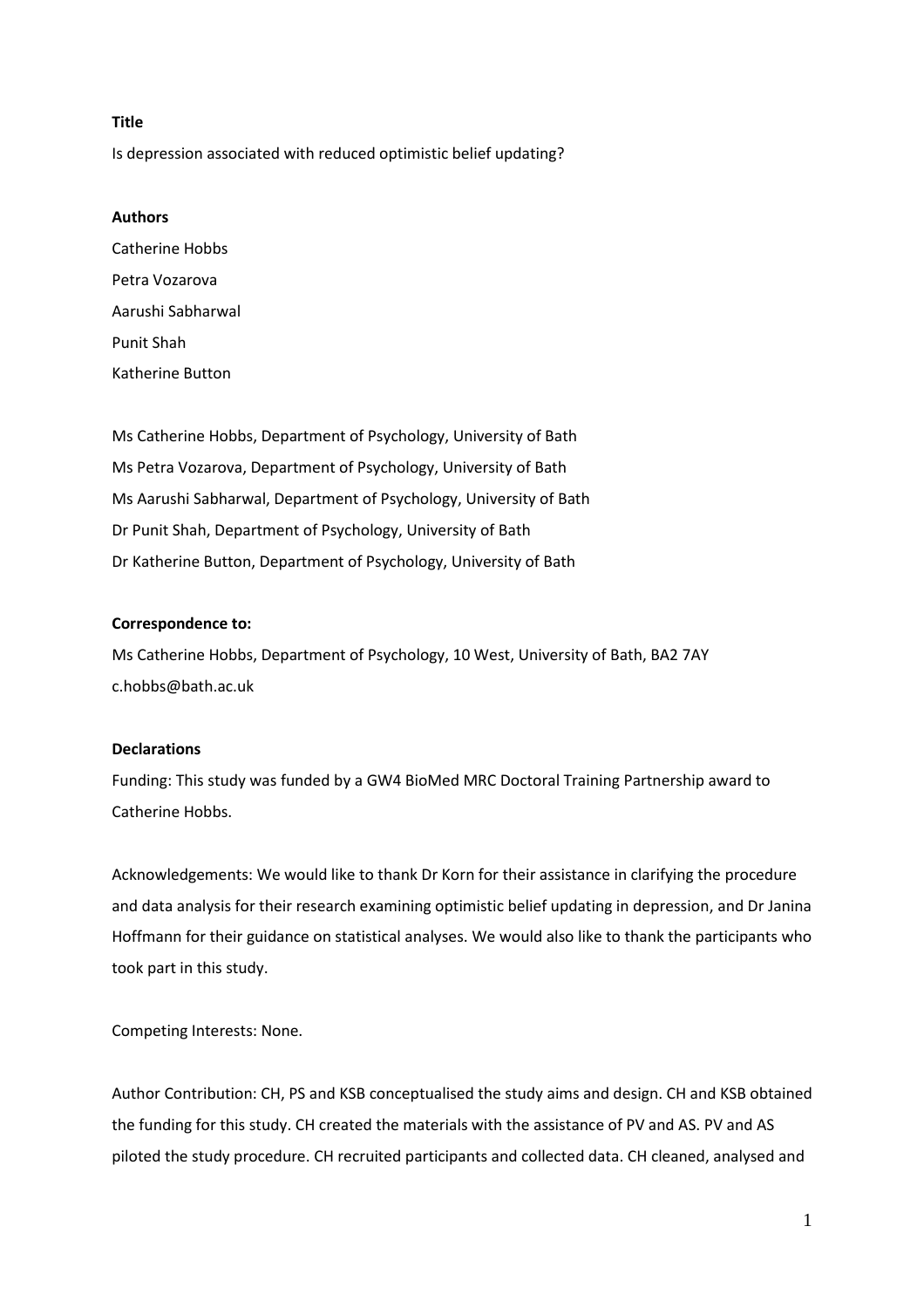**Title**

Is depression associated with reduced optimistic belief updating?

**Authors**

Catherine Hobbs

Petra Vozarova

Aarushi Sabharwal

Punit Shah

Katherine Button

Ms Catherine Hobbs, Department of Psychology, University of Bath

Ms Petra Vozarova, Department of Psychology, University of Bath

Ms Aarushi Sabharwal, Department of Psychology, University of Bath

Dr Punit Shah, Department of Psychology, University of Bath

Dr Katherine Button, Department of Psychology, University of Bath

**Correspondence to:**

Ms Catherine Hobbs, Department of Psychology, 10 West, University of Bath, BA2 7AY

c.hobbs@bath.ac.uk

**Declarations**

Funding: This study was funded by a GW4 BioMed MRC Doctoral Training Partnership award to Catherine Hobbs.

Acknowledgements: We would like to thank Dr Korn for their assistance in clarifying the procedure and data analysis for their research examining optimistic belief updating in depression, and Dr Janina Hoffmann for their guidance on statistical analyses. We would also like to thank the participants who took part in this study.

Competing Interests: None.

Author Contribution: CH, PS and KSB conceptualised the study aims and design. CH and KSB obtained the funding for this study. CH created the materials with the assistance of PV and AS. PV and AS piloted the study procedure. CH recruited participants and collected data. CH cleaned, analysed and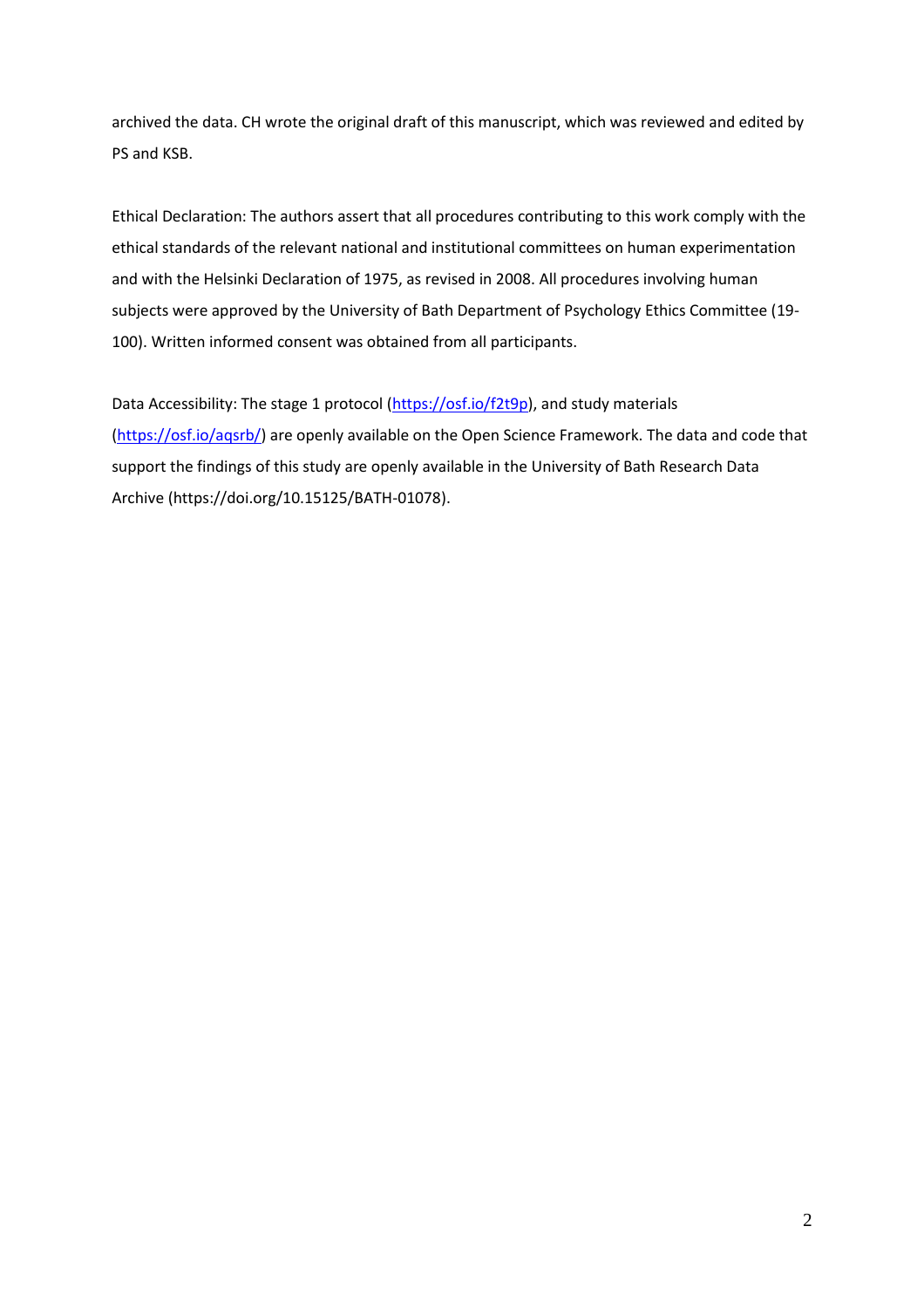archived the data. CH wrote the original draft of this manuscript, which was reviewed and edited by PS and KSB.

Ethical Declaration: The authors assert that all procedures contributing to this work comply with the ethical standards of the relevant national and institutional committees on human experimentation and with the Helsinki Declaration of 1975, as revised in 2008. All procedures involving human subjects were approved by the University of Bath Department of Psychology Ethics Committee (19-100). Written informed consent was obtained from all participants.

Data Accessibility: The stage 1 protocol (https://osf.io/f2t9p), and study materials (https://osf.io/aqsrb/) are openly available on the Open Science Framework. The data and code that support the findings of this study are openly available in the University of Bath Research Data Archive (https://doi.org/10.15125/BATH-01078).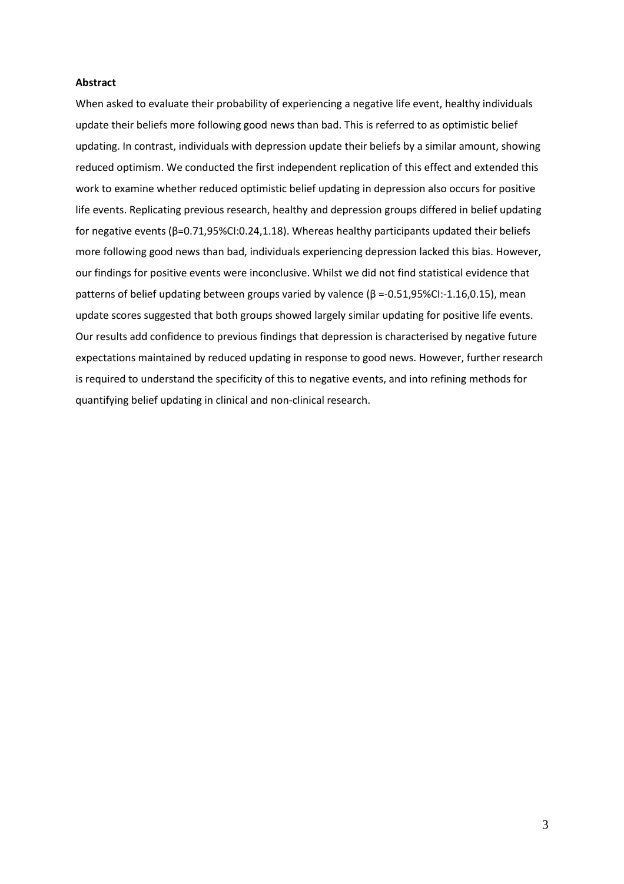**Abstract**

When asked to evaluate their probability of experiencing a negative life event, healthy individuals update their beliefs more following good news than bad. This is referred to as optimistic belief updating. In contrast, individuals with depression update their beliefs by a similar amount, showing reduced optimism. We conducted the first independent replication of this effect and extended this work to examine whether reduced optimistic belief updating in depression also occurs for positive life events. Replicating previous research, healthy and depression groups differed in belief updating for negative events ($\beta$=0.71,95%CI:0.24,1.18). Whereas healthy participants updated their beliefs more following good news than bad, individuals experiencing depression lacked this bias. However, our findings for positive events were inconclusive. Whilst we did not find statistical evidence that patterns of belief updating between groups varied by valence ($\beta$ =-0.51,95%CI:-1.16,0.15), mean update scores suggested that both groups showed largely similar updating for positive life events. Our results add confidence to previous findings that depression is characterised by negative future expectations maintained by reduced updating in response to good news. However, further research is required to understand the specificity of this to negative events, and into refining methods for quantifying belief updating in clinical and non-clinical research.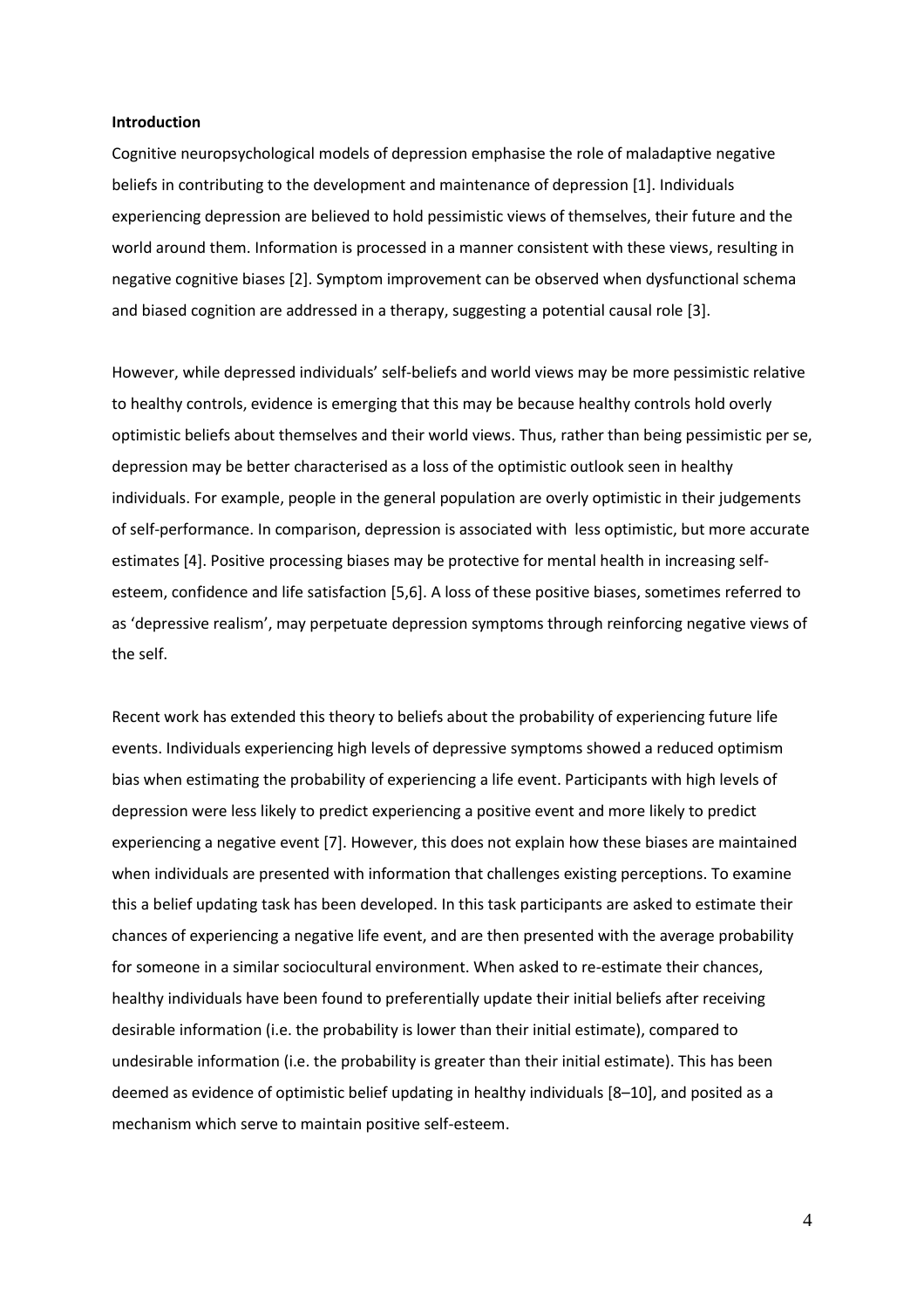**Introduction**

Cognitive neuropsychological models of depression emphasise the role of maladaptive negative beliefs in contributing to the development and maintenance of depression [1]. Individuals experiencing depression are believed to hold pessimistic views of themselves, their future and the world around them. Information is processed in a manner consistent with these views, resulting in negative cognitive biases [2]. Symptom improvement can be observed when dysfunctional schema and biased cognition are addressed in a therapy, suggesting a potential causal role [3].

However, while depressed individuals' self-beliefs and world views may be more pessimistic relative to healthy controls, evidence is emerging that this may be because healthy controls hold overly optimistic beliefs about themselves and their world views. Thus, rather than being pessimistic per se, depression may be better characterised as a loss of the optimistic outlook seen in healthy individuals. For example, people in the general population are overly optimistic in their judgements of self-performance. In comparison, depression is associated with less optimistic, but more accurate estimates [4]. Positive processing biases may be protective for mental health in increasing self-esteem, confidence and life satisfaction [5,6]. A loss of these positive biases, sometimes referred to as 'depressive realism', may perpetuate depression symptoms through reinforcing negative views of the self.

Recent work has extended this theory to beliefs about the probability of experiencing future life events. Individuals experiencing high levels of depressive symptoms showed a reduced optimism bias when estimating the probability of experiencing a life event. Participants with high levels of depression were less likely to predict experiencing a positive event and more likely to predict experiencing a negative event [7]. However, this does not explain how these biases are maintained when individuals are presented with information that challenges existing perceptions. To examine this a belief updating task has been developed. In this task participants are asked to estimate their chances of experiencing a negative life event, and are then presented with the average probability for someone in a similar sociocultural environment. When asked to re-estimate their chances, healthy individuals have been found to preferentially update their initial beliefs after receiving desirable information (i.e. the probability is lower than their initial estimate), compared to undesirable information (i.e. the probability is greater than their initial estimate). This has been deemed as evidence of optimistic belief updating in healthy individuals [8–10], and posited as a mechanism which serve to maintain positive self-esteem.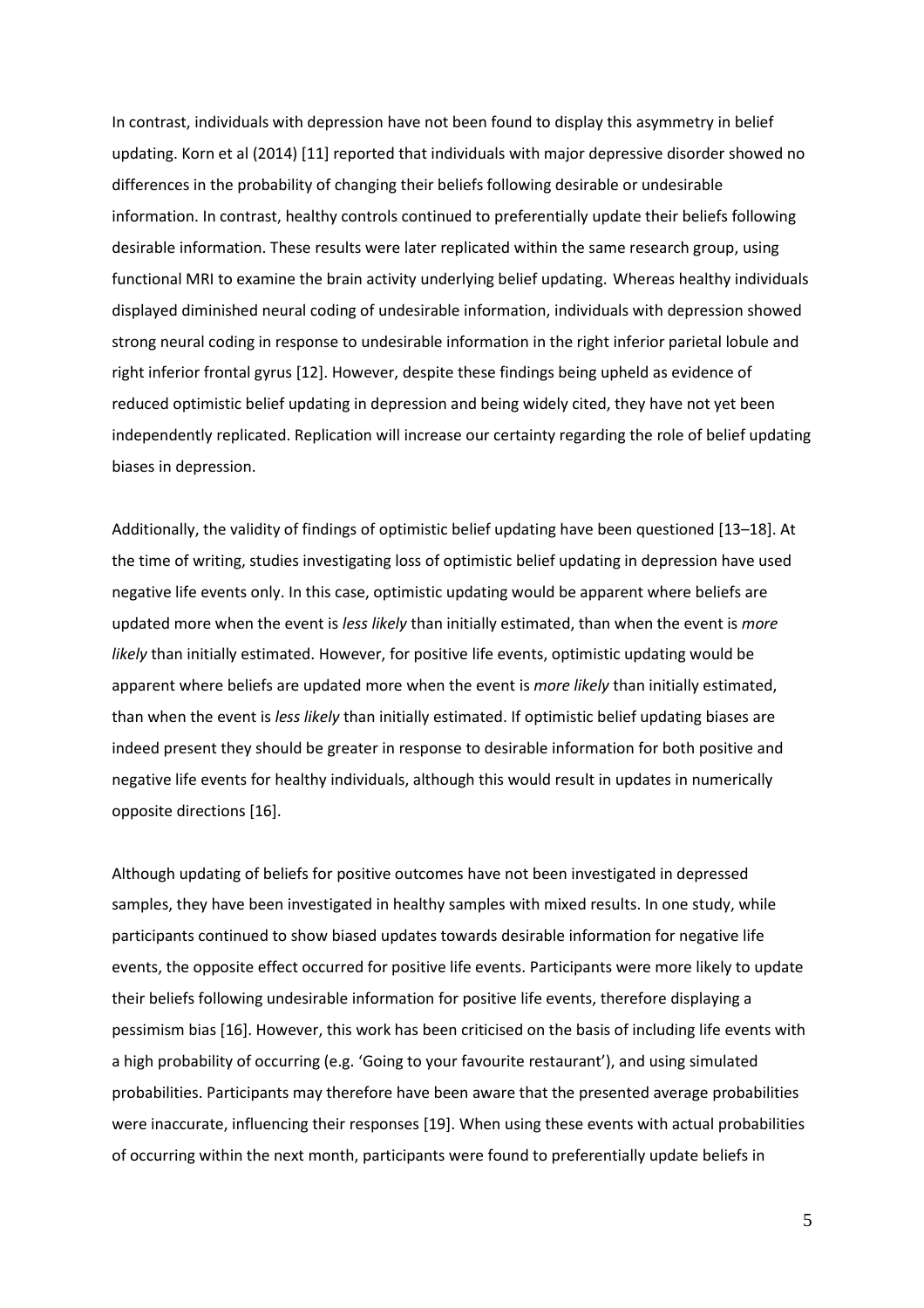In contrast, individuals with depression have not been found to display this asymmetry in belief updating. Korn et al (2014) [11] reported that individuals with major depressive disorder showed no differences in the probability of changing their beliefs following desirable or undesirable information. In contrast, healthy controls continued to preferentially update their beliefs following desirable information. These results were later replicated within the same research group, using functional MRI to examine the brain activity underlying belief updating. Whereas healthy individuals displayed diminished neural coding of undesirable information, individuals with depression showed strong neural coding in response to undesirable information in the right inferior parietal lobule and right inferior frontal gyrus [12]. However, despite these findings being upheld as evidence of reduced optimistic belief updating in depression and being widely cited, they have not yet been independently replicated. Replication will increase our certainty regarding the role of belief updating biases in depression.

Additionally, the validity of findings of optimistic belief updating have been questioned [13–18]. At the time of writing, studies investigating loss of optimistic belief updating in depression have used negative life events only. In this case, optimistic updating would be apparent where beliefs are updated more when the event is *less likely* than initially estimated, than when the event is *more likely* than initially estimated. However, for positive life events, optimistic updating would be apparent where beliefs are updated more when the event is *more likely* than initially estimated, than when the event is *less likely* than initially estimated. If optimistic belief updating biases are indeed present they should be greater in response to desirable information for both positive and negative life events for healthy individuals, although this would result in updates in numerically opposite directions [16].

Although updating of beliefs for positive outcomes have not been investigated in depressed samples, they have been investigated in healthy samples with mixed results. In one study, while participants continued to show biased updates towards desirable information for negative life events, the opposite effect occurred for positive life events. Participants were more likely to update their beliefs following undesirable information for positive life events, therefore displaying a pessimism bias [16]. However, this work has been criticised on the basis of including life events with a high probability of occurring (e.g. 'Going to your favourite restaurant'), and using simulated probabilities. Participants may therefore have been aware that the presented average probabilities were inaccurate, influencing their responses [19]. When using these events with actual probabilities of occurring within the next month, participants were found to preferentially update beliefs in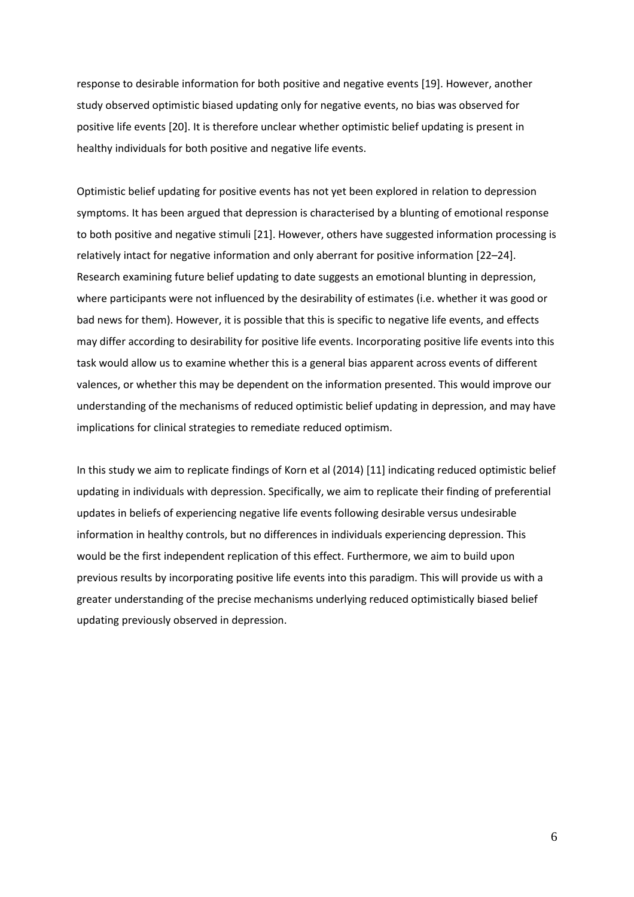response to desirable information for both positive and negative events [19]. However, another study observed optimistic biased updating only for negative events, no bias was observed for positive life events [20]. It is therefore unclear whether optimistic belief updating is present in healthy individuals for both positive and negative life events.

Optimistic belief updating for positive events has not yet been explored in relation to depression symptoms. It has been argued that depression is characterised by a blunting of emotional response to both positive and negative stimuli [21]. However, others have suggested information processing is relatively intact for negative information and only aberrant for positive information [22–24]. Research examining future belief updating to date suggests an emotional blunting in depression, where participants were not influenced by the desirability of estimates (i.e. whether it was good or bad news for them). However, it is possible that this is specific to negative life events, and effects may differ according to desirability for positive life events. Incorporating positive life events into this task would allow us to examine whether this is a general bias apparent across events of different valences, or whether this may be dependent on the information presented. This would improve our understanding of the mechanisms of reduced optimistic belief updating in depression, and may have implications for clinical strategies to remediate reduced optimism.

In this study we aim to replicate findings of Korn et al (2014) [11] indicating reduced optimistic belief updating in individuals with depression. Specifically, we aim to replicate their finding of preferential updates in beliefs of experiencing negative life events following desirable versus undesirable information in healthy controls, but no differences in individuals experiencing depression. This would be the first independent replication of this effect. Furthermore, we aim to build upon previous results by incorporating positive life events into this paradigm. This will provide us with a greater understanding of the precise mechanisms underlying reduced optimistically biased belief updating previously observed in depression.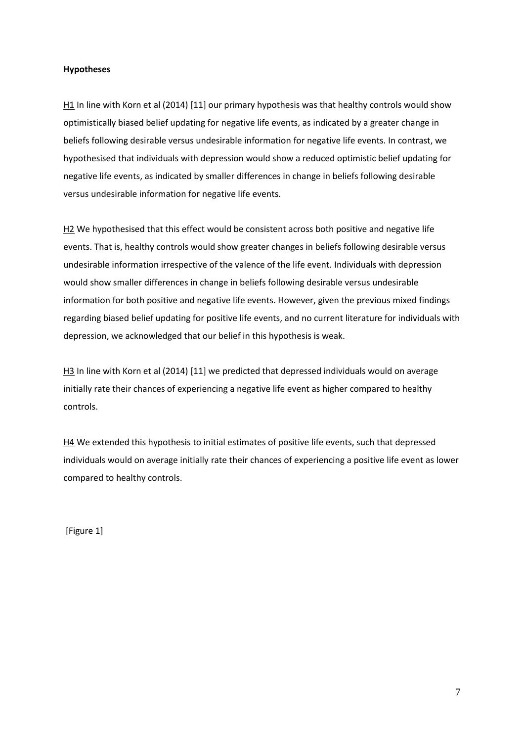**Hypotheses**

H1 In line with Korn et al (2014) [11] our primary hypothesis was that healthy controls would show optimistically biased belief updating for negative life events, as indicated by a greater change in beliefs following desirable versus undesirable information for negative life events. In contrast, we hypothesised that individuals with depression would show a reduced optimistic belief updating for negative life events, as indicated by smaller differences in change in beliefs following desirable versus undesirable information for negative life events.

H2 We hypothesised that this effect would be consistent across both positive and negative life events. That is, healthy controls would show greater changes in beliefs following desirable versus undesirable information irrespective of the valence of the life event. Individuals with depression would show smaller differences in change in beliefs following desirable versus undesirable information for both positive and negative life events. However, given the previous mixed findings regarding biased belief updating for positive life events, and no current literature for individuals with depression, we acknowledged that our belief in this hypothesis is weak.

H3 In line with Korn et al (2014) [11] we predicted that depressed individuals would on average initially rate their chances of experiencing a negative life event as higher compared to healthy controls.

H4 We extended this hypothesis to initial estimates of positive life events, such that depressed individuals would on average initially rate their chances of experiencing a positive life event as lower compared to healthy controls.

[Figure 1]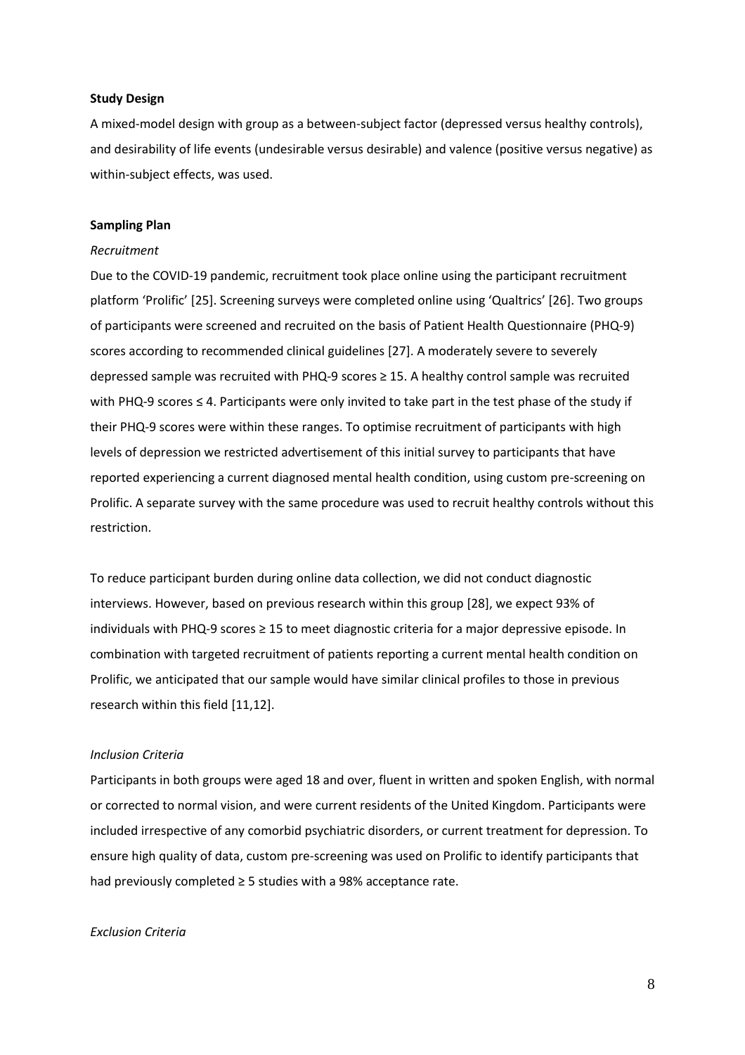**Study Design**

A mixed-model design with group as a between-subject factor (depressed versus healthy controls), and desirability of life events (undesirable versus desirable) and valence (positive versus negative) as within-subject effects, was used.

**Sampling Plan**

*Recruitment*

Due to the COVID-19 pandemic, recruitment took place online using the participant recruitment platform 'Prolific' [25]. Screening surveys were completed online using 'Qualtrics' [26]. Two groups of participants were screened and recruited on the basis of Patient Health Questionnaire (PHQ-9) scores according to recommended clinical guidelines [27]. A moderately severe to severely depressed sample was recruited with PHQ-9 scores ≥ 15. A healthy control sample was recruited with PHQ-9 scores ≤ 4. Participants were only invited to take part in the test phase of the study if their PHQ-9 scores were within these ranges. To optimise recruitment of participants with high levels of depression we restricted advertisement of this initial survey to participants that have reported experiencing a current diagnosed mental health condition, using custom pre-screening on Prolific. A separate survey with the same procedure was used to recruit healthy controls without this restriction.

To reduce participant burden during online data collection, we did not conduct diagnostic interviews. However, based on previous research within this group [28], we expect 93% of individuals with PHQ-9 scores ≥ 15 to meet diagnostic criteria for a major depressive episode. In combination with targeted recruitment of patients reporting a current mental health condition on Prolific, we anticipated that our sample would have similar clinical profiles to those in previous research within this field [11,12].

*Inclusion Criteria*

Participants in both groups were aged 18 and over, fluent in written and spoken English, with normal or corrected to normal vision, and were current residents of the United Kingdom. Participants were included irrespective of any comorbid psychiatric disorders, or current treatment for depression. To ensure high quality of data, custom pre-screening was used on Prolific to identify participants that had previously completed ≥ 5 studies with a 98% acceptance rate.

*Exclusion Criteria*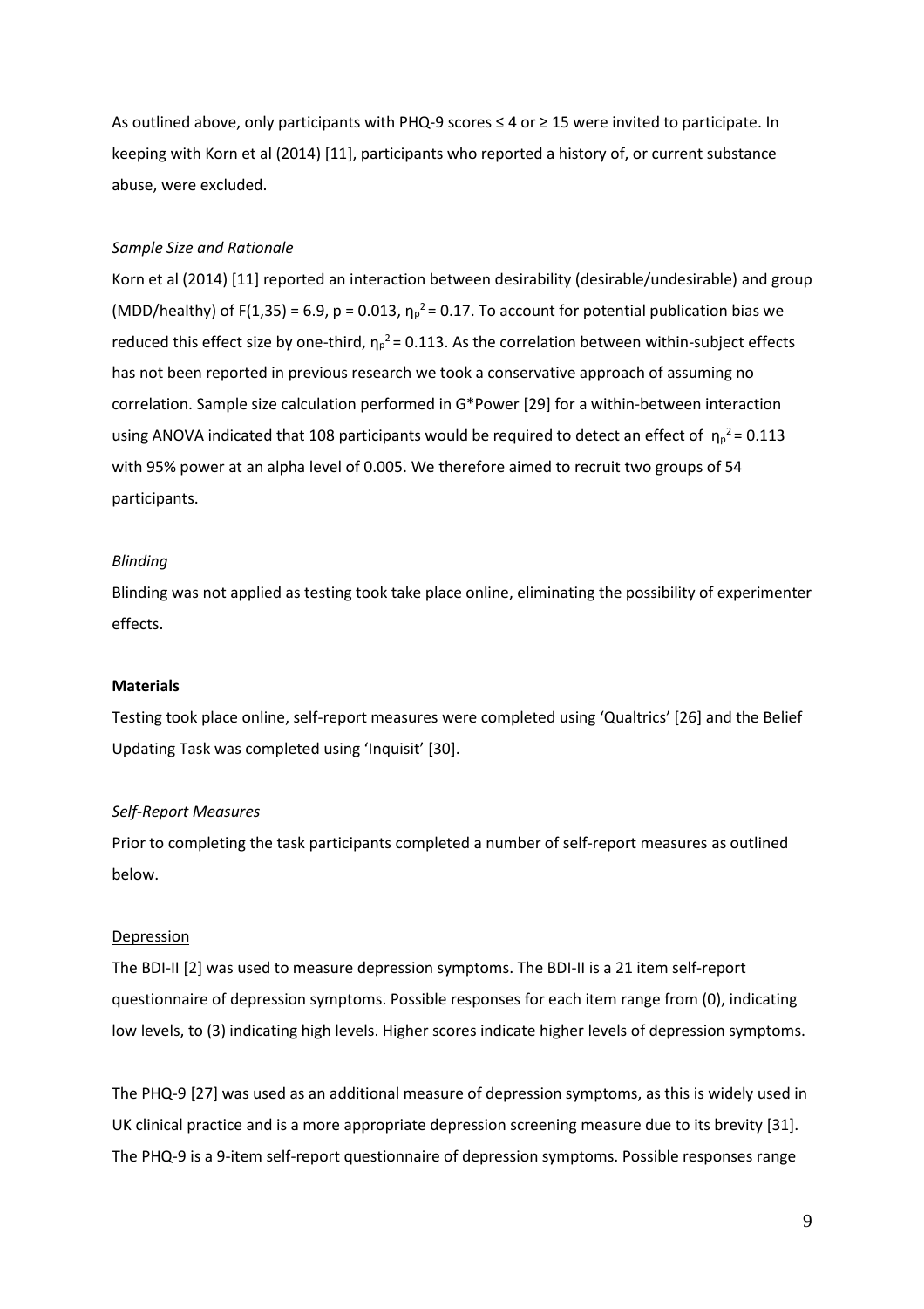As outlined above, only participants with PHQ-9 scores ≤ 4 or ≥ 15 were invited to participate. In keeping with Korn et al (2014) [11], participants who reported a history of, or current substance abuse, were excluded.

*Sample Size and Rationale*

Korn et al (2014) [11] reported an interaction between desirability (desirable/undesirable) and group (MDD/healthy) of $F(1,35) = 6.9$, $p = 0.013$, $\eta_p^2 = 0.17$. To account for potential publication bias we reduced this effect size by one-third, $\eta_p^2 = 0.113$. As the correlation between within-subject effects has not been reported in previous research we took a conservative approach of assuming no correlation. Sample size calculation performed in G*Power [29] for a within-between interaction using ANOVA indicated that 108 participants would be required to detect an effect of $\eta_p^2 = 0.113$ with 95% power at an alpha level of 0.005. We therefore aimed to recruit two groups of 54 participants.

*Blinding*

Blinding was not applied as testing took take place online, eliminating the possibility of experimenter effects.

**Materials**

Testing took place online, self-report measures were completed using 'Qualtrics' [26] and the Belief Updating Task was completed using 'Inquisit' [30].

*Self-Report Measures*

Prior to completing the task participants completed a number of self-report measures as outlined below.

Depression

The BDI-II [2] was used to measure depression symptoms. The BDI-II is a 21 item self-report questionnaire of depression symptoms. Possible responses for each item range from (0), indicating low levels, to (3) indicating high levels. Higher scores indicate higher levels of depression symptoms.

The PHQ-9 [27] was used as an additional measure of depression symptoms, as this is widely used in UK clinical practice and is a more appropriate depression screening measure due to its brevity [31]. The PHQ-9 is a 9-item self-report questionnaire of depression symptoms. Possible responses range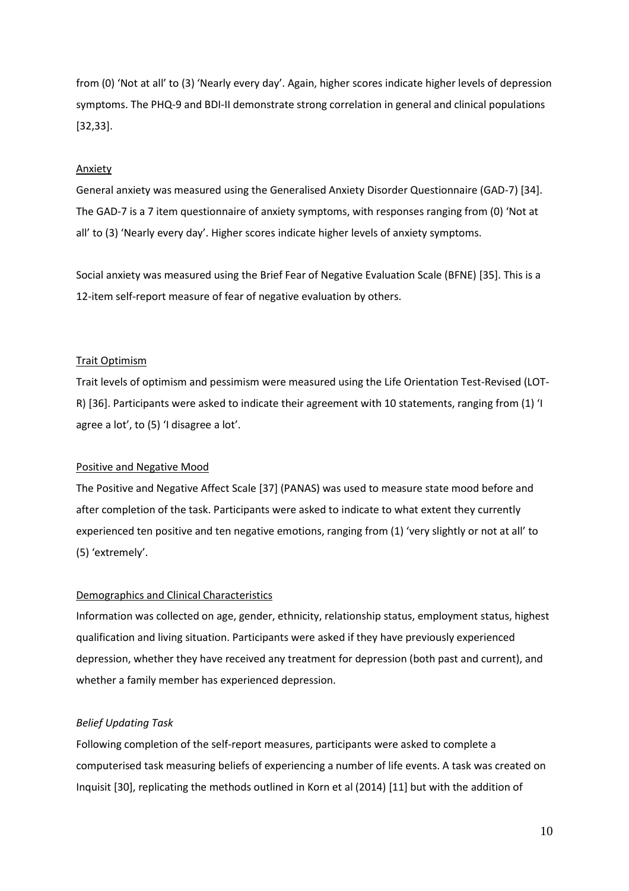from (0) 'Not at all' to (3) 'Nearly every day'. Again, higher scores indicate higher levels of depression symptoms. The PHQ-9 and BDI-II demonstrate strong correlation in general and clinical populations [32,33].

Anxiety

General anxiety was measured using the Generalised Anxiety Disorder Questionnaire (GAD-7) [34]. The GAD-7 is a 7 item questionnaire of anxiety symptoms, with responses ranging from (0) 'Not at all' to (3) 'Nearly every day'. Higher scores indicate higher levels of anxiety symptoms.

Social anxiety was measured using the Brief Fear of Negative Evaluation Scale (BFNE) [35]. This is a 12-item self-report measure of fear of negative evaluation by others.

Trait Optimism

Trait levels of optimism and pessimism were measured using the Life Orientation Test-Revised (LOT-R) [36]. Participants were asked to indicate their agreement with 10 statements, ranging from (1) 'I agree a lot', to (5) 'I disagree a lot'.

Positive and Negative Mood

The Positive and Negative Affect Scale [37] (PANAS) was used to measure state mood before and after completion of the task. Participants were asked to indicate to what extent they currently experienced ten positive and ten negative emotions, ranging from (1) 'very slightly or not at all' to (5) 'extremely'.

Demographics and Clinical Characteristics

Information was collected on age, gender, ethnicity, relationship status, employment status, highest qualification and living situation. Participants were asked if they have previously experienced depression, whether they have received any treatment for depression (both past and current), and whether a family member has experienced depression.

*Belief Updating Task*

Following completion of the self-report measures, participants were asked to complete a computerised task measuring beliefs of experiencing a number of life events. A task was created on Inquisit [30], replicating the methods outlined in Korn et al (2014) [11] but with the addition of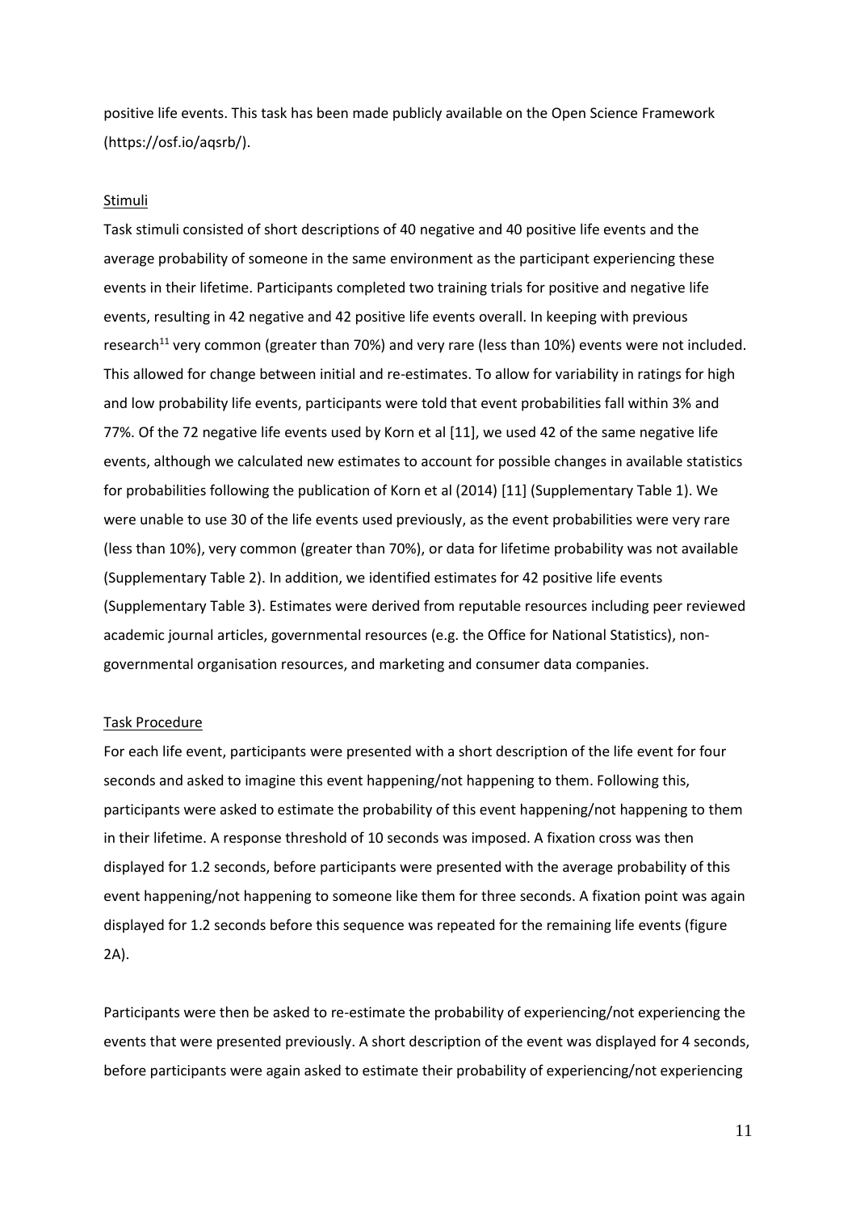positive life events. This task has been made publicly available on the Open Science Framework (https://osf.io/aqsrb/).

Stimuli

Task stimuli consisted of short descriptions of 40 negative and 40 positive life events and the average probability of someone in the same environment as the participant experiencing these events in their lifetime. Participants completed two training trials for positive and negative life events, resulting in 42 negative and 42 positive life events overall. In keeping with previous research[11] very common (greater than 70%) and very rare (less than 10%) events were not included. This allowed for change between initial and re-estimates. To allow for variability in ratings for high and low probability life events, participants were told that event probabilities fall within 3% and 77%. Of the 72 negative life events used by Korn et al [11], we used 42 of the same negative life events, although we calculated new estimates to account for possible changes in available statistics for probabilities following the publication of Korn et al (2014) [11] (Supplementary Table 1). We were unable to use 30 of the life events used previously, as the event probabilities were very rare (less than 10%), very common (greater than 70%), or data for lifetime probability was not available (Supplementary Table 2). In addition, we identified estimates for 42 positive life events (Supplementary Table 3). Estimates were derived from reputable resources including peer reviewed academic journal articles, governmental resources (e.g. the Office for National Statistics), non-governmental organisation resources, and marketing and consumer data companies.

Task Procedure

For each life event, participants were presented with a short description of the life event for four seconds and asked to imagine this event happening/not happening to them. Following this, participants were asked to estimate the probability of this event happening/not happening to them in their lifetime. A response threshold of 10 seconds was imposed. A fixation cross was then displayed for 1.2 seconds, before participants were presented with the average probability of this event happening/not happening to someone like them for three seconds. A fixation point was again displayed for 1.2 seconds before this sequence was repeated for the remaining life events (figure 2A).

Participants were then be asked to re-estimate the probability of experiencing/not experiencing the events that were presented previously. A short description of the event was displayed for 4 seconds, before participants were again asked to estimate their probability of experiencing/not experiencing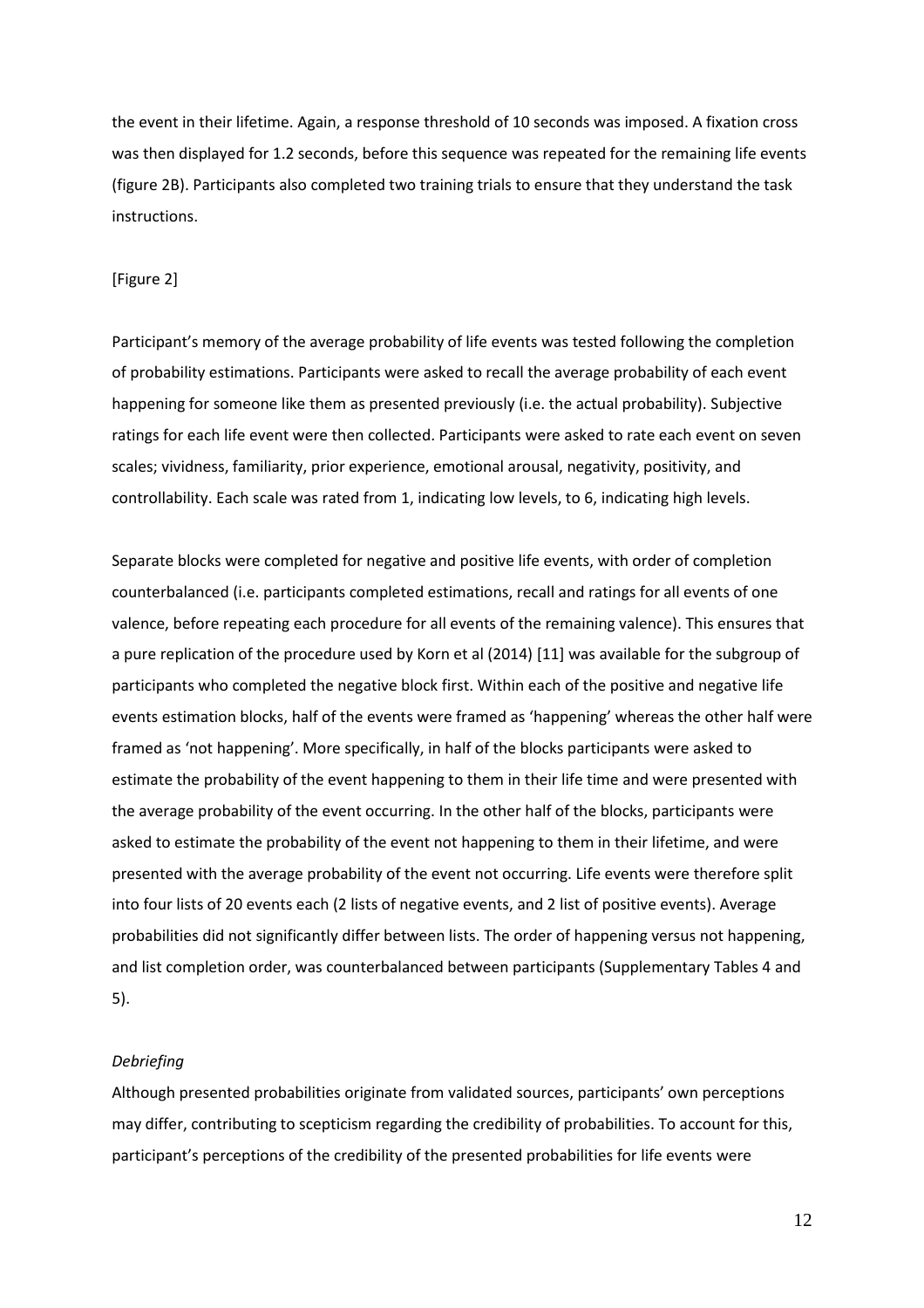the event in their lifetime. Again, a response threshold of 10 seconds was imposed. A fixation cross was then displayed for 1.2 seconds, before this sequence was repeated for the remaining life events (figure 2B). Participants also completed two training trials to ensure that they understand the task instructions.

[Figure 2]

Participant's memory of the average probability of life events was tested following the completion of probability estimations. Participants were asked to recall the average probability of each event happening for someone like them as presented previously (i.e. the actual probability). Subjective ratings for each life event were then collected. Participants were asked to rate each event on seven scales; vividness, familiarity, prior experience, emotional arousal, negativity, positivity, and controllability. Each scale was rated from 1, indicating low levels, to 6, indicating high levels.

Separate blocks were completed for negative and positive life events, with order of completion counterbalanced (i.e. participants completed estimations, recall and ratings for all events of one valence, before repeating each procedure for all events of the remaining valence). This ensures that a pure replication of the procedure used by Korn et al (2014) [11] was available for the subgroup of participants who completed the negative block first. Within each of the positive and negative life events estimation blocks, half of the events were framed as 'happening' whereas the other half were framed as 'not happening'. More specifically, in half of the blocks participants were asked to estimate the probability of the event happening to them in their life time and were presented with the average probability of the event occurring. In the other half of the blocks, participants were asked to estimate the probability of the event not happening to them in their lifetime, and were presented with the average probability of the event not occurring. Life events were therefore split into four lists of 20 events each (2 lists of negative events, and 2 list of positive events). Average probabilities did not significantly differ between lists. The order of happening versus not happening, and list completion order, was counterbalanced between participants (Supplementary Tables 4 and 5).

*Debriefing*

Although presented probabilities originate from validated sources, participants' own perceptions may differ, contributing to scepticism regarding the credibility of probabilities. To account for this, participant's perceptions of the credibility of the presented probabilities for life events were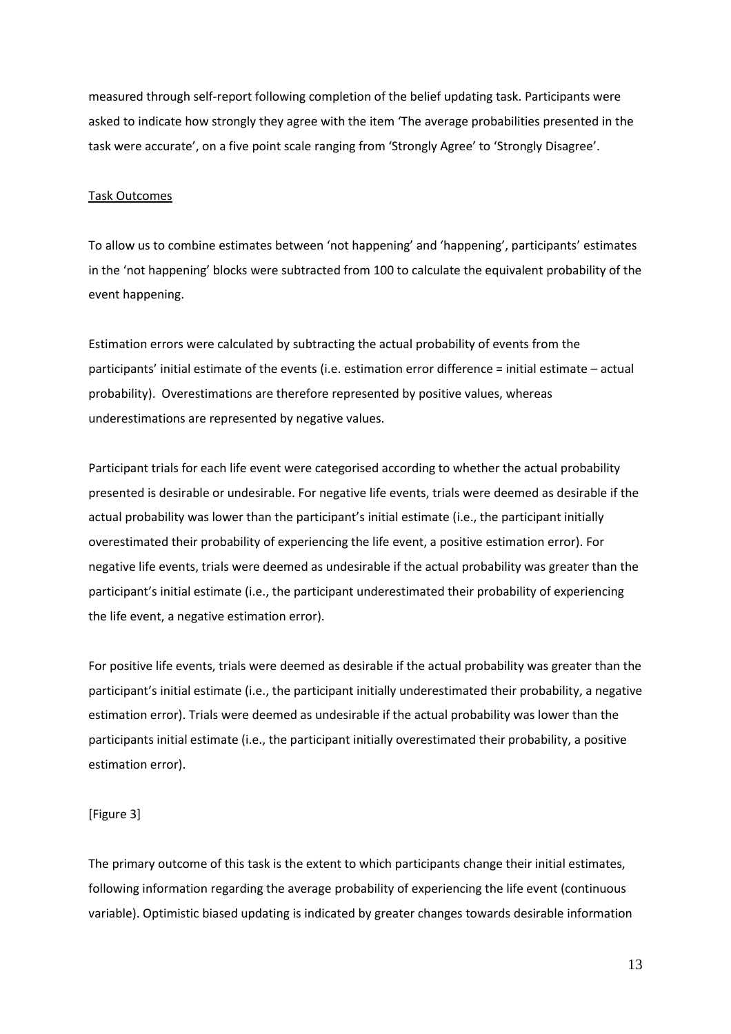measured through self-report following completion of the belief updating task. Participants were asked to indicate how strongly they agree with the item 'The average probabilities presented in the task were accurate', on a five point scale ranging from 'Strongly Agree' to 'Strongly Disagree'.

Task Outcomes

To allow us to combine estimates between 'not happening' and 'happening', participants' estimates in the 'not happening' blocks were subtracted from 100 to calculate the equivalent probability of the event happening.

Estimation errors were calculated by subtracting the actual probability of events from the participants' initial estimate of the events (i.e. estimation error difference = initial estimate – actual probability). Overestimations are therefore represented by positive values, whereas underestimations are represented by negative values.

Participant trials for each life event were categorised according to whether the actual probability presented is desirable or undesirable. For negative life events, trials were deemed as desirable if the actual probability was lower than the participant's initial estimate (i.e., the participant initially overestimated their probability of experiencing the life event, a positive estimation error). For negative life events, trials were deemed as undesirable if the actual probability was greater than the participant's initial estimate (i.e., the participant underestimated their probability of experiencing the life event, a negative estimation error).

For positive life events, trials were deemed as desirable if the actual probability was greater than the participant's initial estimate (i.e., the participant initially underestimated their probability, a negative estimation error). Trials were deemed as undesirable if the actual probability was lower than the participants initial estimate (i.e., the participant initially overestimated their probability, a positive estimation error).

[Figure 3]

The primary outcome of this task is the extent to which participants change their initial estimates, following information regarding the average probability of experiencing the life event (continuous variable). Optimistic biased updating is indicated by greater changes towards desirable information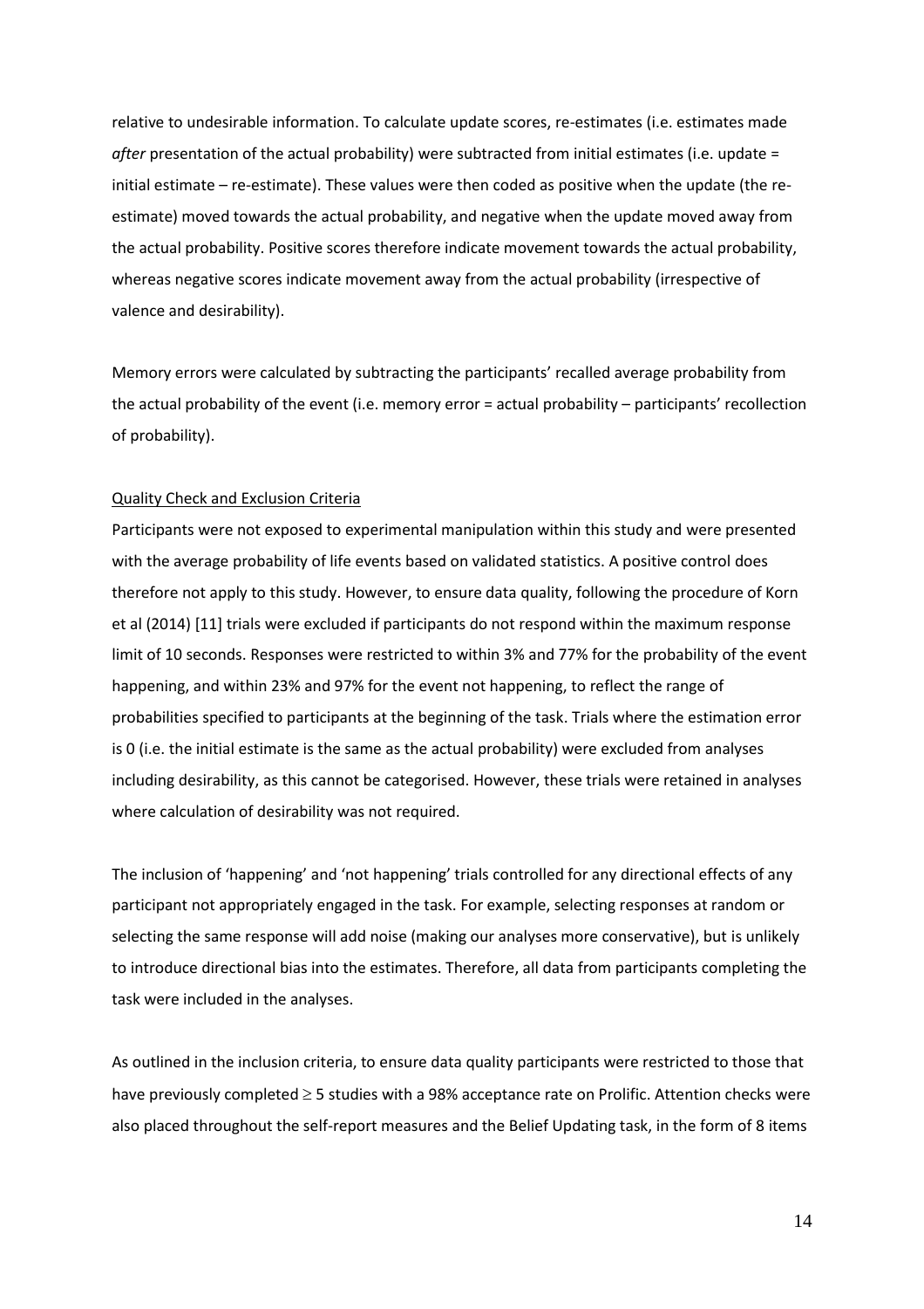relative to undesirable information. To calculate update scores, re-estimates (i.e. estimates made *after* presentation of the actual probability) were subtracted from initial estimates (i.e. update = initial estimate – re-estimate). These values were then coded as positive when the update (the re-estimate) moved towards the actual probability, and negative when the update moved away from the actual probability. Positive scores therefore indicate movement towards the actual probability, whereas negative scores indicate movement away from the actual probability (irrespective of valence and desirability).

Memory errors were calculated by subtracting the participants' recalled average probability from the actual probability of the event (i.e. memory error = actual probability – participants' recollection of probability).

Quality Check and Exclusion Criteria

Participants were not exposed to experimental manipulation within this study and were presented with the average probability of life events based on validated statistics. A positive control does therefore not apply to this study. However, to ensure data quality, following the procedure of Korn et al (2014) [11] trials were excluded if participants do not respond within the maximum response limit of 10 seconds. Responses were restricted to within 3% and 77% for the probability of the event happening, and within 23% and 97% for the event not happening, to reflect the range of probabilities specified to participants at the beginning of the task. Trials where the estimation error is 0 (i.e. the initial estimate is the same as the actual probability) were excluded from analyses including desirability, as this cannot be categorised. However, these trials were retained in analyses where calculation of desirability was not required.

The inclusion of 'happening' and 'not happening' trials controlled for any directional effects of any participant not appropriately engaged in the task. For example, selecting responses at random or selecting the same response will add noise (making our analyses more conservative), but is unlikely to introduce directional bias into the estimates. Therefore, all data from participants completing the task were included in the analyses.

As outlined in the inclusion criteria, to ensure data quality participants were restricted to those that have previously completed $\geq$ 5 studies with a 98% acceptance rate on Prolific. Attention checks were also placed throughout the self-report measures and the Belief Updating task, in the form of 8 items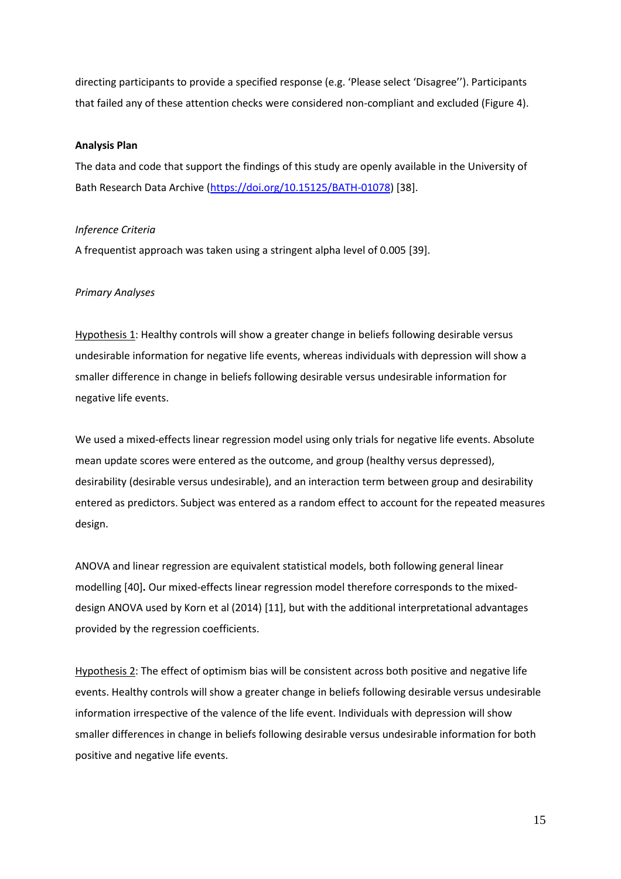directing participants to provide a specified response (e.g. 'Please select 'Disagree''). Participants that failed any of these attention checks were considered non-compliant and excluded (Figure 4).

**Analysis Plan**

The data and code that support the findings of this study are openly available in the University of Bath Research Data Archive (https://doi.org/10.15125/BATH-01078) [38].

*Inference Criteria*

A frequentist approach was taken using a stringent alpha level of 0.005 [39].

*Primary Analyses*

Hypothesis 1: Healthy controls will show a greater change in beliefs following desirable versus undesirable information for negative life events, whereas individuals with depression will show a smaller difference in change in beliefs following desirable versus undesirable information for negative life events.

We used a mixed-effects linear regression model using only trials for negative life events. Absolute mean update scores were entered as the outcome, and group (healthy versus depressed), desirability (desirable versus undesirable), and an interaction term between group and desirability entered as predictors. Subject was entered as a random effect to account for the repeated measures design.

ANOVA and linear regression are equivalent statistical models, both following general linear modelling [40]**.** Our mixed-effects linear regression model therefore corresponds to the mixed-design ANOVA used by Korn et al (2014) [11], but with the additional interpretational advantages provided by the regression coefficients.

Hypothesis 2: The effect of optimism bias will be consistent across both positive and negative life events. Healthy controls will show a greater change in beliefs following desirable versus undesirable information irrespective of the valence of the life event. Individuals with depression will show smaller differences in change in beliefs following desirable versus undesirable information for both positive and negative life events.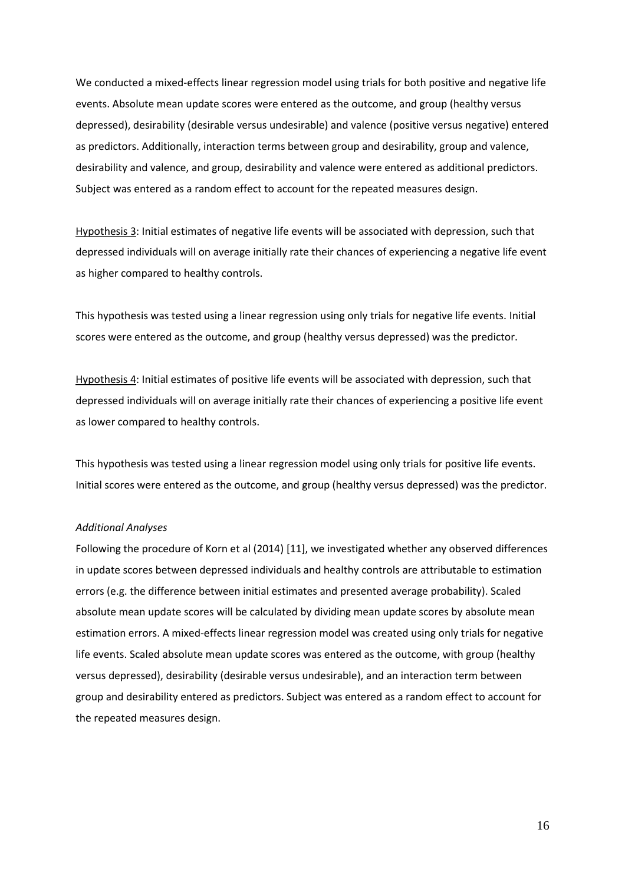We conducted a mixed-effects linear regression model using trials for both positive and negative life events. Absolute mean update scores were entered as the outcome, and group (healthy versus depressed), desirability (desirable versus undesirable) and valence (positive versus negative) entered as predictors. Additionally, interaction terms between group and desirability, group and valence, desirability and valence, and group, desirability and valence were entered as additional predictors. Subject was entered as a random effect to account for the repeated measures design.

<u>Hypothesis 3</u>: Initial estimates of negative life events will be associated with depression, such that depressed individuals will on average initially rate their chances of experiencing a negative life event as higher compared to healthy controls.

This hypothesis was tested using a linear regression using only trials for negative life events. Initial scores were entered as the outcome, and group (healthy versus depressed) was the predictor.

<u>Hypothesis 4</u>: Initial estimates of positive life events will be associated with depression, such that depressed individuals will on average initially rate their chances of experiencing a positive life event as lower compared to healthy controls.

This hypothesis was tested using a linear regression model using only trials for positive life events. Initial scores were entered as the outcome, and group (healthy versus depressed) was the predictor.

*Additional Analyses*

Following the procedure of Korn et al (2014) [11], we investigated whether any observed differences in update scores between depressed individuals and healthy controls are attributable to estimation errors (e.g. the difference between initial estimates and presented average probability). Scaled absolute mean update scores will be calculated by dividing mean update scores by absolute mean estimation errors. A mixed-effects linear regression model was created using only trials for negative life events. Scaled absolute mean update scores was entered as the outcome, with group (healthy versus depressed), desirability (desirable versus undesirable), and an interaction term between group and desirability entered as predictors. Subject was entered as a random effect to account for the repeated measures design.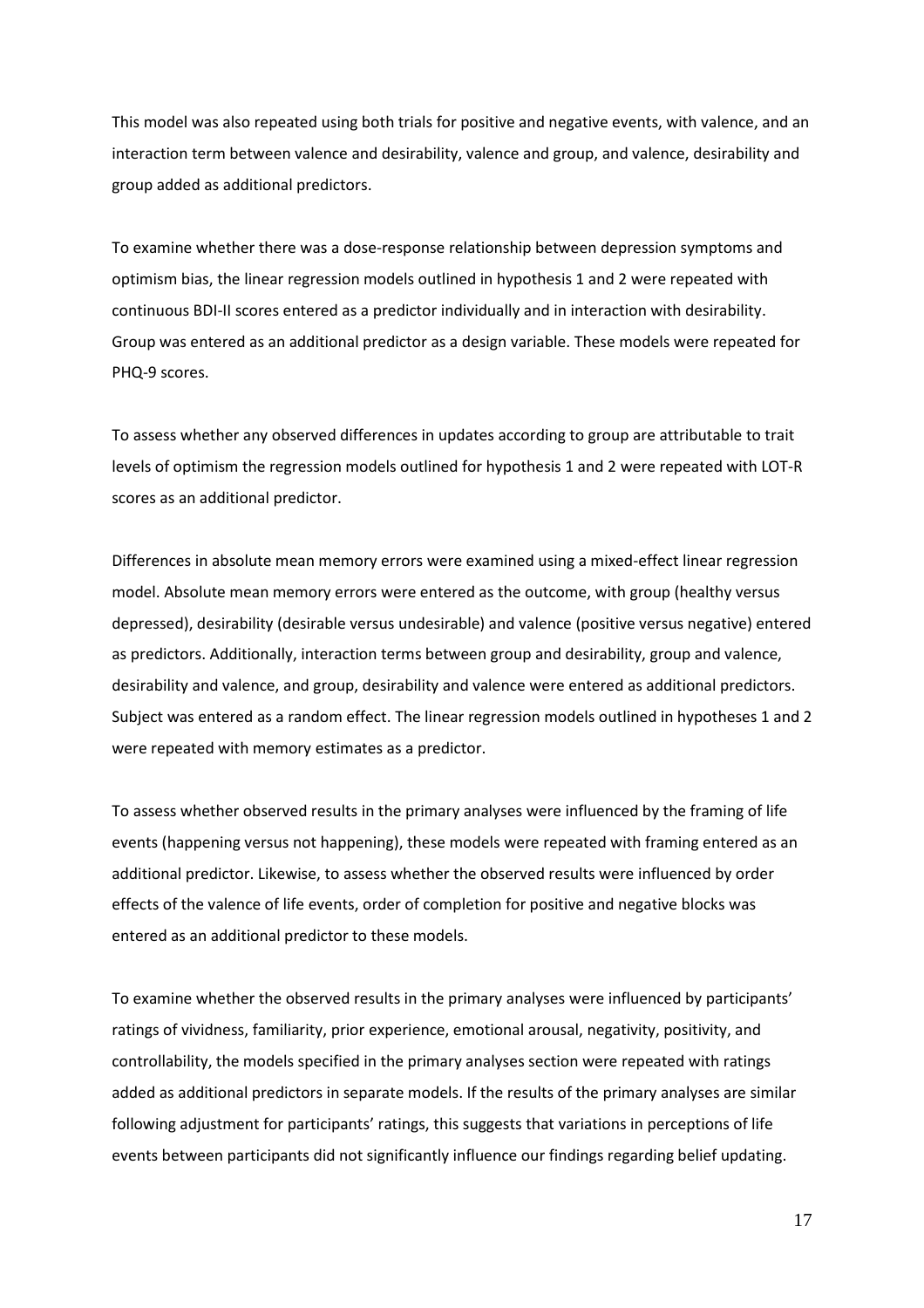This model was also repeated using both trials for positive and negative events, with valence, and an interaction term between valence and desirability, valence and group, and valence, desirability and group added as additional predictors.

To examine whether there was a dose-response relationship between depression symptoms and optimism bias, the linear regression models outlined in hypothesis 1 and 2 were repeated with continuous BDI-II scores entered as a predictor individually and in interaction with desirability. Group was entered as an additional predictor as a design variable. These models were repeated for PHQ-9 scores.

To assess whether any observed differences in updates according to group are attributable to trait levels of optimism the regression models outlined for hypothesis 1 and 2 were repeated with LOT-R scores as an additional predictor.

Differences in absolute mean memory errors were examined using a mixed-effect linear regression model. Absolute mean memory errors were entered as the outcome, with group (healthy versus depressed), desirability (desirable versus undesirable) and valence (positive versus negative) entered as predictors. Additionally, interaction terms between group and desirability, group and valence, desirability and valence, and group, desirability and valence were entered as additional predictors. Subject was entered as a random effect. The linear regression models outlined in hypotheses 1 and 2 were repeated with memory estimates as a predictor.

To assess whether observed results in the primary analyses were influenced by the framing of life events (happening versus not happening), these models were repeated with framing entered as an additional predictor. Likewise, to assess whether the observed results were influenced by order effects of the valence of life events, order of completion for positive and negative blocks was entered as an additional predictor to these models.

To examine whether the observed results in the primary analyses were influenced by participants' ratings of vividness, familiarity, prior experience, emotional arousal, negativity, positivity, and controllability, the models specified in the primary analyses section were repeated with ratings added as additional predictors in separate models. If the results of the primary analyses are similar following adjustment for participants' ratings, this suggests that variations in perceptions of life events between participants did not significantly influence our findings regarding belief updating.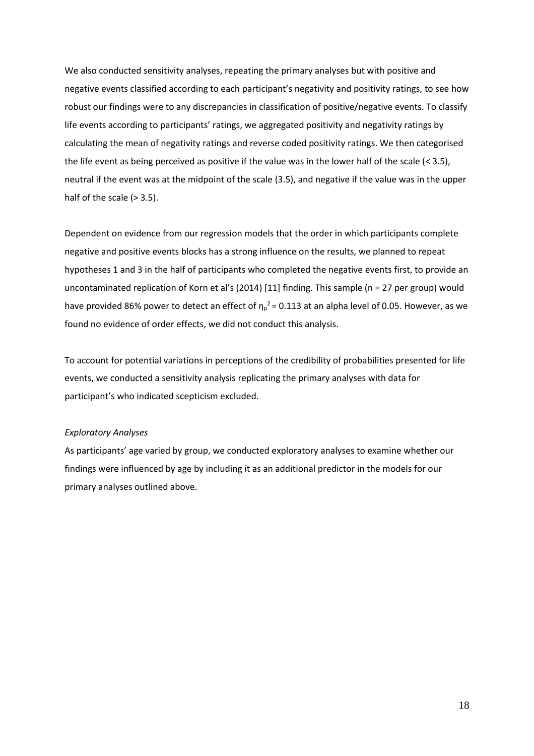We also conducted sensitivity analyses, repeating the primary analyses but with positive and negative events classified according to each participant's negativity and positivity ratings, to see how robust our findings were to any discrepancies in classification of positive/negative events. To classify life events according to participants' ratings, we aggregated positivity and negativity ratings by calculating the mean of negativity ratings and reverse coded positivity ratings. We then categorised the life event as being perceived as positive if the value was in the lower half of the scale (< 3.5), neutral if the event was at the midpoint of the scale (3.5), and negative if the value was in the upper half of the scale (> 3.5).

Dependent on evidence from our regression models that the order in which participants complete negative and positive events blocks has a strong influence on the results, we planned to repeat hypotheses 1 and 3 in the half of participants who completed the negative events first, to provide an uncontaminated replication of Korn et al's (2014) [11] finding. This sample (n = 27 per group) would have provided 86% power to detect an effect of $\eta_p^2 = 0.113$ at an alpha level of 0.05. However, as we found no evidence of order effects, we did not conduct this analysis.

To account for potential variations in perceptions of the credibility of probabilities presented for life events, we conducted a sensitivity analysis replicating the primary analyses with data for participant's who indicated scepticism excluded.

*Exploratory Analyses*

As participants' age varied by group, we conducted exploratory analyses to examine whether our findings were influenced by age by including it as an additional predictor in the models for our primary analyses outlined above.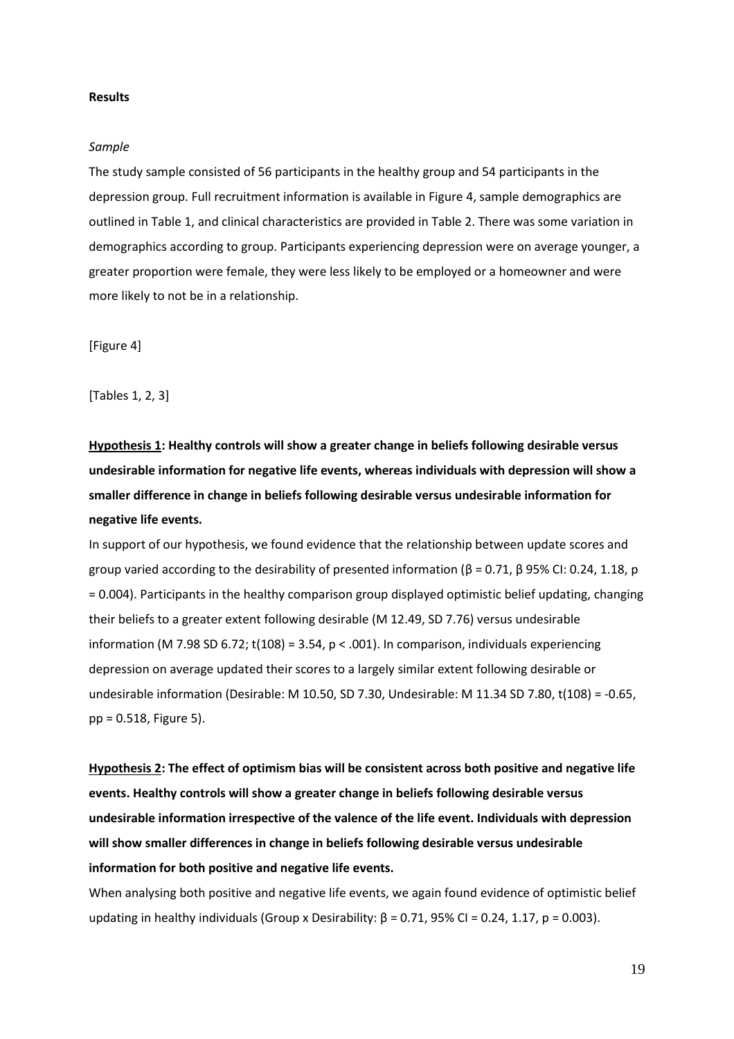**Results**

*Sample*

The study sample consisted of 56 participants in the healthy group and 54 participants in the depression group. Full recruitment information is available in Figure 4, sample demographics are outlined in Table 1, and clinical characteristics are provided in Table 2. There was some variation in demographics according to group. Participants experiencing depression were on average younger, a greater proportion were female, they were less likely to be employed or a homeowner and were more likely to not be in a relationship.

[Figure 4]

[Tables 1, 2, 3]

**Hypothesis 1: Healthy controls will show a greater change in beliefs following desirable versus undesirable information for negative life events, whereas individuals with depression will show a smaller difference in change in beliefs following desirable versus undesirable information for negative life events.**

In support of our hypothesis, we found evidence that the relationship between update scores and group varied according to the desirability of presented information ($\beta = 0.71$, $\beta$ 95% CI: 0.24, 1.18, $p = 0.004$). Participants in the healthy comparison group displayed optimistic belief updating, changing their beliefs to a greater extent following desirable (M 12.49, SD 7.76) versus undesirable information (M 7.98 SD 6.72; $t(108) = 3.54$, $p < .001$). In comparison, individuals experiencing depression on average updated their scores to a largely similar extent following desirable or undesirable information (Desirable: M 10.50, SD 7.30, Undesirable: M 11.34 SD 7.80, $t(108) = -0.65$, pp = 0.518, Figure 5).

**Hypothesis 2: The effect of optimism bias will be consistent across both positive and negative life events. Healthy controls will show a greater change in beliefs following desirable versus undesirable information irrespective of the valence of the life event. Individuals with depression will show smaller differences in change in beliefs following desirable versus undesirable information for both positive and negative life events.**

When analysing both positive and negative life events, we again found evidence of optimistic belief updating in healthy individuals (Group x Desirability: $\beta = 0.71$, 95% CI = 0.24, 1.17, $p = 0.003$).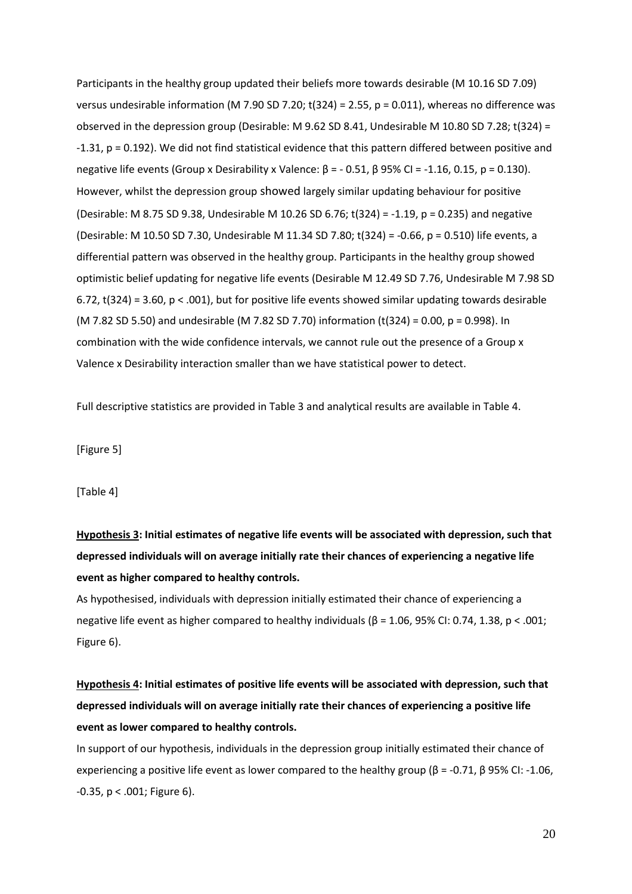Participants in the healthy group updated their beliefs more towards desirable (M 10.16 SD 7.09) versus undesirable information (M 7.90 SD 7.20; $t(324) = 2.55$, $p = 0.011$), whereas no difference was observed in the depression group (Desirable: M 9.62 SD 8.41, Undesirable M 10.80 SD 7.28; $t(324) = -1.31$, $p = 0.192$). We did not find statistical evidence that this pattern differed between positive and negative life events (Group x Desirability x Valence: $\beta = -0.51$, $\beta$ 95% CI = -1.16, 0.15, $p = 0.130$). However, whilst the depression group showed largely similar updating behaviour for positive (Desirable: M 8.75 SD 9.38, Undesirable M 10.26 SD 6.76; $t(324) = -1.19$, $p = 0.235$) and negative (Desirable: M 10.50 SD 7.30, Undesirable M 11.34 SD 7.80; $t(324) = -0.66$, $p = 0.510$) life events, a differential pattern was observed in the healthy group. Participants in the healthy group showed optimistic belief updating for negative life events (Desirable M 12.49 SD 7.76, Undesirable M 7.98 SD 6.72, $t(324) = 3.60$, $p < .001$), but for positive life events showed similar updating towards desirable (M 7.82 SD 5.50) and undesirable (M 7.82 SD 7.70) information ($t(324) = 0.00$, $p = 0.998$). In combination with the wide confidence intervals, we cannot rule out the presence of a Group x Valence x Desirability interaction smaller than we have statistical power to detect.

Full descriptive statistics are provided in Table 3 and analytical results are available in Table 4.

[Figure 5]

[Table 4]

**<u>Hypothesis 3</u>: Initial estimates of negative life events will be associated with depression, such that depressed individuals will on average initially rate their chances of experiencing a negative life event as higher compared to healthy controls.**

As hypothesised, individuals with depression initially estimated their chance of experiencing a negative life event as higher compared to healthy individuals ($\beta = 1.06$, 95% CI: 0.74, 1.38, $p < .001$; Figure 6).

**<u>Hypothesis 4</u>: Initial estimates of positive life events will be associated with depression, such that depressed individuals will on average initially rate their chances of experiencing a positive life event as lower compared to healthy controls.**

In support of our hypothesis, individuals in the depression group initially estimated their chance of experiencing a positive life event as lower compared to the healthy group ($\beta = -0.71$, $\beta$ 95% CI: -1.06, -0.35, $p < .001$; Figure 6).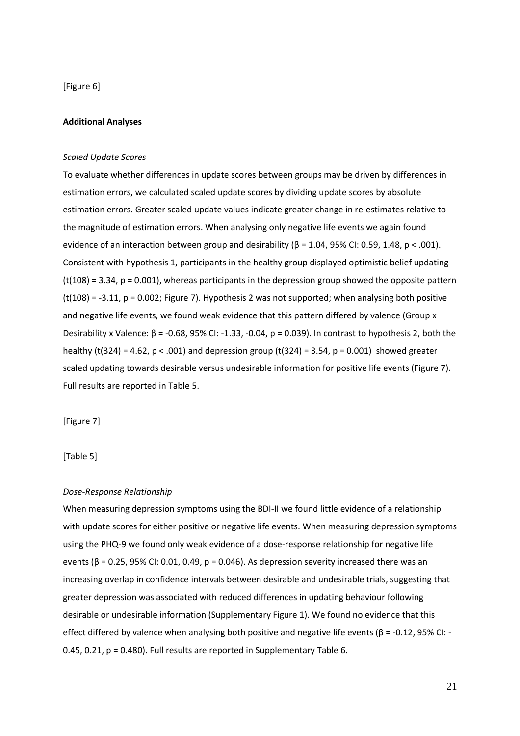[Figure 6]

**Additional Analyses**

*Scaled Update Scores*

To evaluate whether differences in update scores between groups may be driven by differences in estimation errors, we calculated scaled update scores by dividing update scores by absolute estimation errors. Greater scaled update values indicate greater change in re-estimates relative to the magnitude of estimation errors. When analysing only negative life events we again found evidence of an interaction between group and desirability ($\beta = 1.04$, 95% CI: 0.59, 1.48, $p < .001$). Consistent with hypothesis 1, participants in the healthy group displayed optimistic belief updating ($t(108) = 3.34$, $p = 0.001$), whereas participants in the depression group showed the opposite pattern ($t(108) = -3.11$, $p = 0.002$; Figure 7). Hypothesis 2 was not supported; when analysing both positive and negative life events, we found weak evidence that this pattern differed by valence (Group x Desirability x Valence: $\beta = -0.68$, 95% CI: -1.33, -0.04, $p = 0.039$). In contrast to hypothesis 2, both the healthy ($t(324) = 4.62$, $p < .001$) and depression group ($t(324) = 3.54$, $p = 0.001$) showed greater scaled updating towards desirable versus undesirable information for positive life events (Figure 7). Full results are reported in Table 5.

[Figure 7]

[Table 5]

*Dose-Response Relationship*

When measuring depression symptoms using the BDI-II we found little evidence of a relationship with update scores for either positive or negative life events. When measuring depression symptoms using the PHQ-9 we found only weak evidence of a dose-response relationship for negative life events ($\beta = 0.25$, 95% CI: 0.01, 0.49, $p = 0.046$). As depression severity increased there was an increasing overlap in confidence intervals between desirable and undesirable trials, suggesting that greater depression was associated with reduced differences in updating behaviour following desirable or undesirable information (Supplementary Figure 1). We found no evidence that this effect differed by valence when analysing both positive and negative life events ($\beta = -0.12$, 95% CI: -0.45, 0.21, $p = 0.480$). Full results are reported in Supplementary Table 6.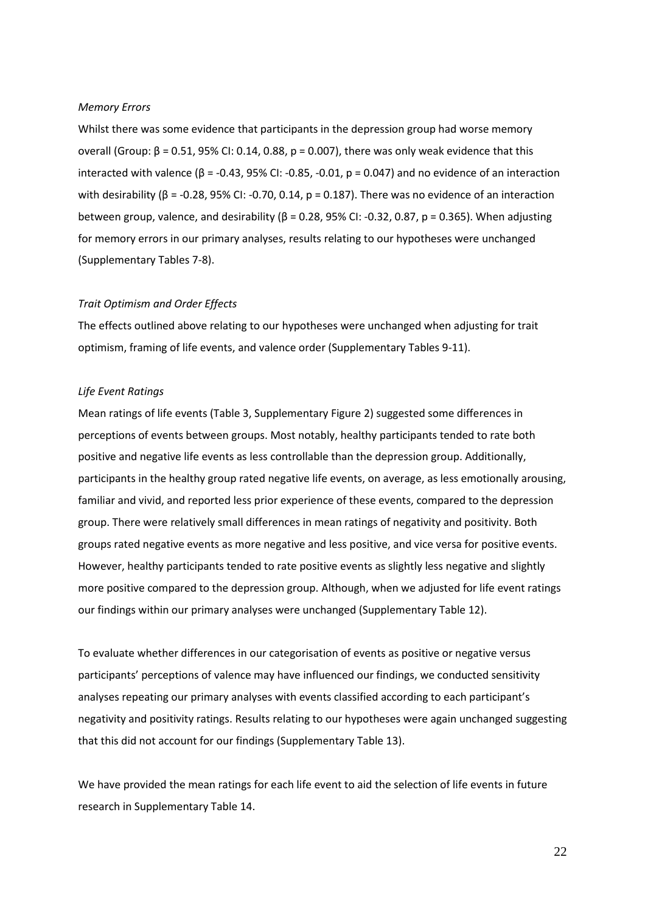*Memory Errors*

Whilst there was some evidence that participants in the depression group had worse memory overall (Group: $\beta = 0.51$, 95% CI: 0.14, 0.88, $p = 0.007$), there was only weak evidence that this interacted with valence ($\beta = -0.43$, 95% CI: -0.85, -0.01, $p = 0.047$) and no evidence of an interaction with desirability ($\beta = -0.28$, 95% CI: -0.70, 0.14, $p = 0.187$). There was no evidence of an interaction between group, valence, and desirability ($\beta = 0.28$, 95% CI: -0.32, 0.87, $p = 0.365$). When adjusting for memory errors in our primary analyses, results relating to our hypotheses were unchanged (Supplementary Tables 7-8).

*Trait Optimism and Order Effects*

The effects outlined above relating to our hypotheses were unchanged when adjusting for trait optimism, framing of life events, and valence order (Supplementary Tables 9-11).

*Life Event Ratings*

Mean ratings of life events (Table 3, Supplementary Figure 2) suggested some differences in perceptions of events between groups. Most notably, healthy participants tended to rate both positive and negative life events as less controllable than the depression group. Additionally, participants in the healthy group rated negative life events, on average, as less emotionally arousing, familiar and vivid, and reported less prior experience of these events, compared to the depression group. There were relatively small differences in mean ratings of negativity and positivity. Both groups rated negative events as more negative and less positive, and vice versa for positive events. However, healthy participants tended to rate positive events as slightly less negative and slightly more positive compared to the depression group. Although, when we adjusted for life event ratings our findings within our primary analyses were unchanged (Supplementary Table 12).

To evaluate whether differences in our categorisation of events as positive or negative versus participants' perceptions of valence may have influenced our findings, we conducted sensitivity analyses repeating our primary analyses with events classified according to each participant's negativity and positivity ratings. Results relating to our hypotheses were again unchanged suggesting that this did not account for our findings (Supplementary Table 13).

We have provided the mean ratings for each life event to aid the selection of life events in future research in Supplementary Table 14.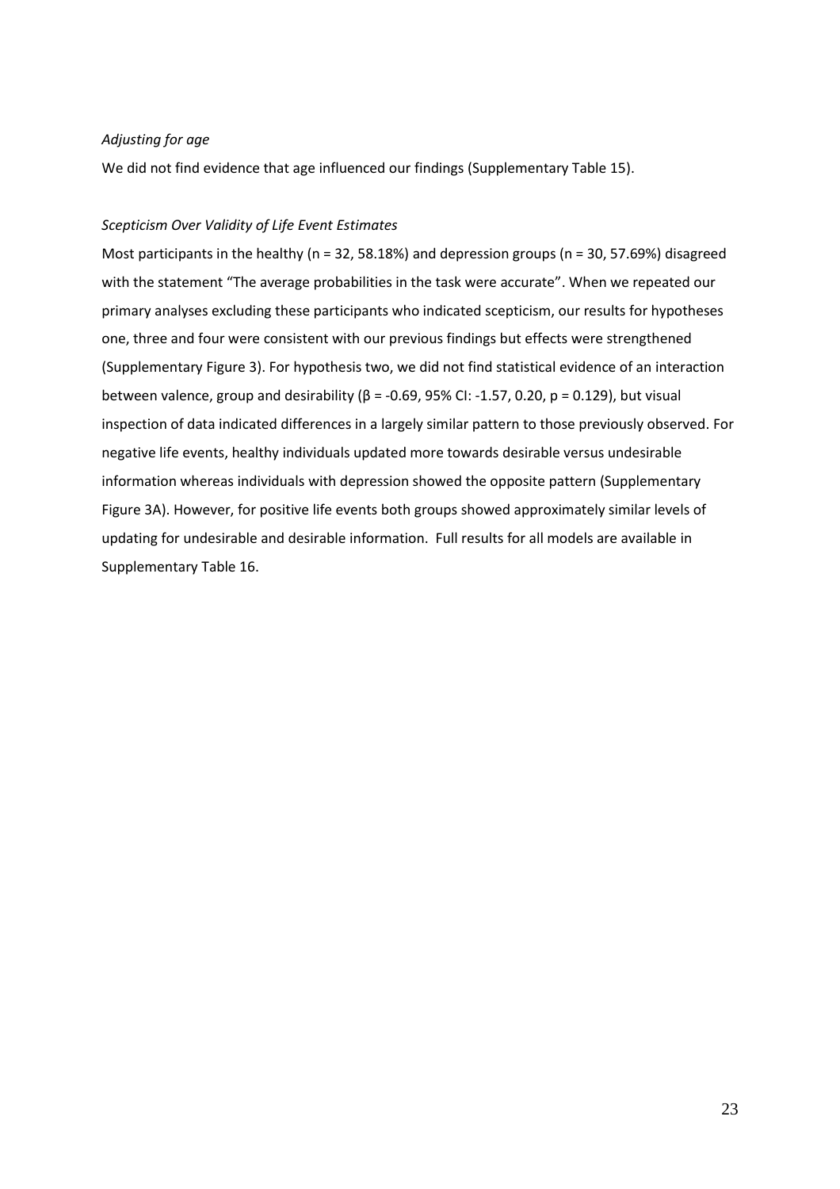*Adjusting for age*

We did not find evidence that age influenced our findings (Supplementary Table 15).

*Scepticism Over Validity of Life Event Estimates*

Most participants in the healthy ($n = 32$, 58.18%) and depression groups ($n = 30$, 57.69%) disagreed with the statement "The average probabilities in the task were accurate". When we repeated our primary analyses excluding these participants who indicated scepticism, our results for hypotheses one, three and four were consistent with our previous findings but effects were strengthened (Supplementary Figure 3). For hypothesis two, we did not find statistical evidence of an interaction between valence, group and desirability ($\beta = -0.69$, 95% CI: -1.57, 0.20, $p = 0.129$), but visual inspection of data indicated differences in a largely similar pattern to those previously observed. For negative life events, healthy individuals updated more towards desirable versus undesirable information whereas individuals with depression showed the opposite pattern (Supplementary Figure 3A). However, for positive life events both groups showed approximately similar levels of updating for undesirable and desirable information. Full results for all models are available in Supplementary Table 16.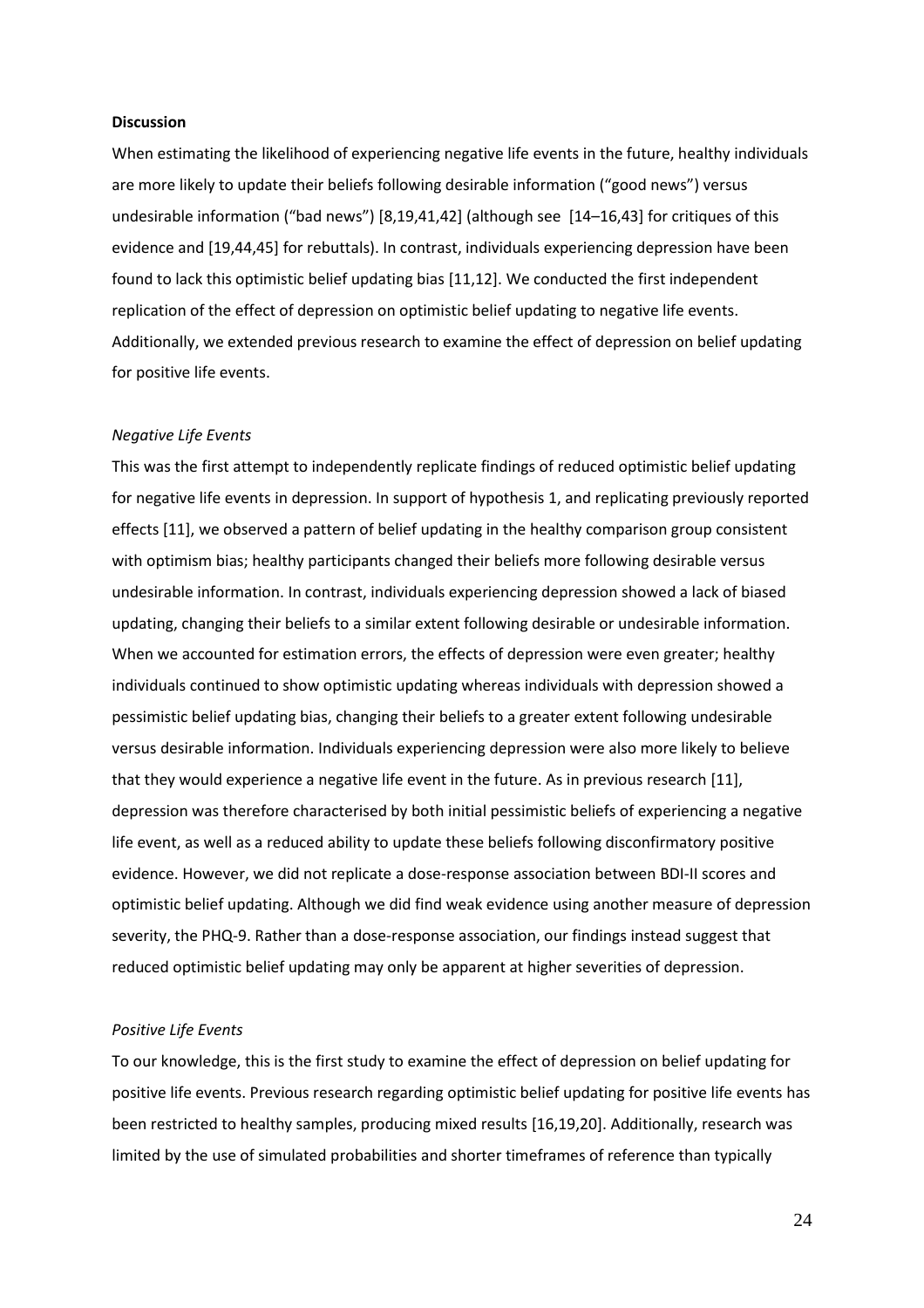**Discussion**

When estimating the likelihood of experiencing negative life events in the future, healthy individuals are more likely to update their beliefs following desirable information ("good news") versus undesirable information ("bad news") [8,19,41,42] (although see [14–16,43] for critiques of this evidence and [19,44,45] for rebuttals). In contrast, individuals experiencing depression have been found to lack this optimistic belief updating bias [11,12]. We conducted the first independent replication of the effect of depression on optimistic belief updating to negative life events. Additionally, we extended previous research to examine the effect of depression on belief updating for positive life events.

*Negative Life Events*

This was the first attempt to independently replicate findings of reduced optimistic belief updating for negative life events in depression. In support of hypothesis 1, and replicating previously reported effects [11], we observed a pattern of belief updating in the healthy comparison group consistent with optimism bias; healthy participants changed their beliefs more following desirable versus undesirable information. In contrast, individuals experiencing depression showed a lack of biased updating, changing their beliefs to a similar extent following desirable or undesirable information. When we accounted for estimation errors, the effects of depression were even greater; healthy individuals continued to show optimistic updating whereas individuals with depression showed a pessimistic belief updating bias, changing their beliefs to a greater extent following undesirable versus desirable information. Individuals experiencing depression were also more likely to believe that they would experience a negative life event in the future. As in previous research [11], depression was therefore characterised by both initial pessimistic beliefs of experiencing a negative life event, as well as a reduced ability to update these beliefs following disconfirmatory positive evidence. However, we did not replicate a dose-response association between BDI-II scores and optimistic belief updating. Although we did find weak evidence using another measure of depression severity, the PHQ-9. Rather than a dose-response association, our findings instead suggest that reduced optimistic belief updating may only be apparent at higher severities of depression.

*Positive Life Events*

To our knowledge, this is the first study to examine the effect of depression on belief updating for positive life events. Previous research regarding optimistic belief updating for positive life events has been restricted to healthy samples, producing mixed results [16,19,20]. Additionally, research was limited by the use of simulated probabilities and shorter timeframes of reference than typically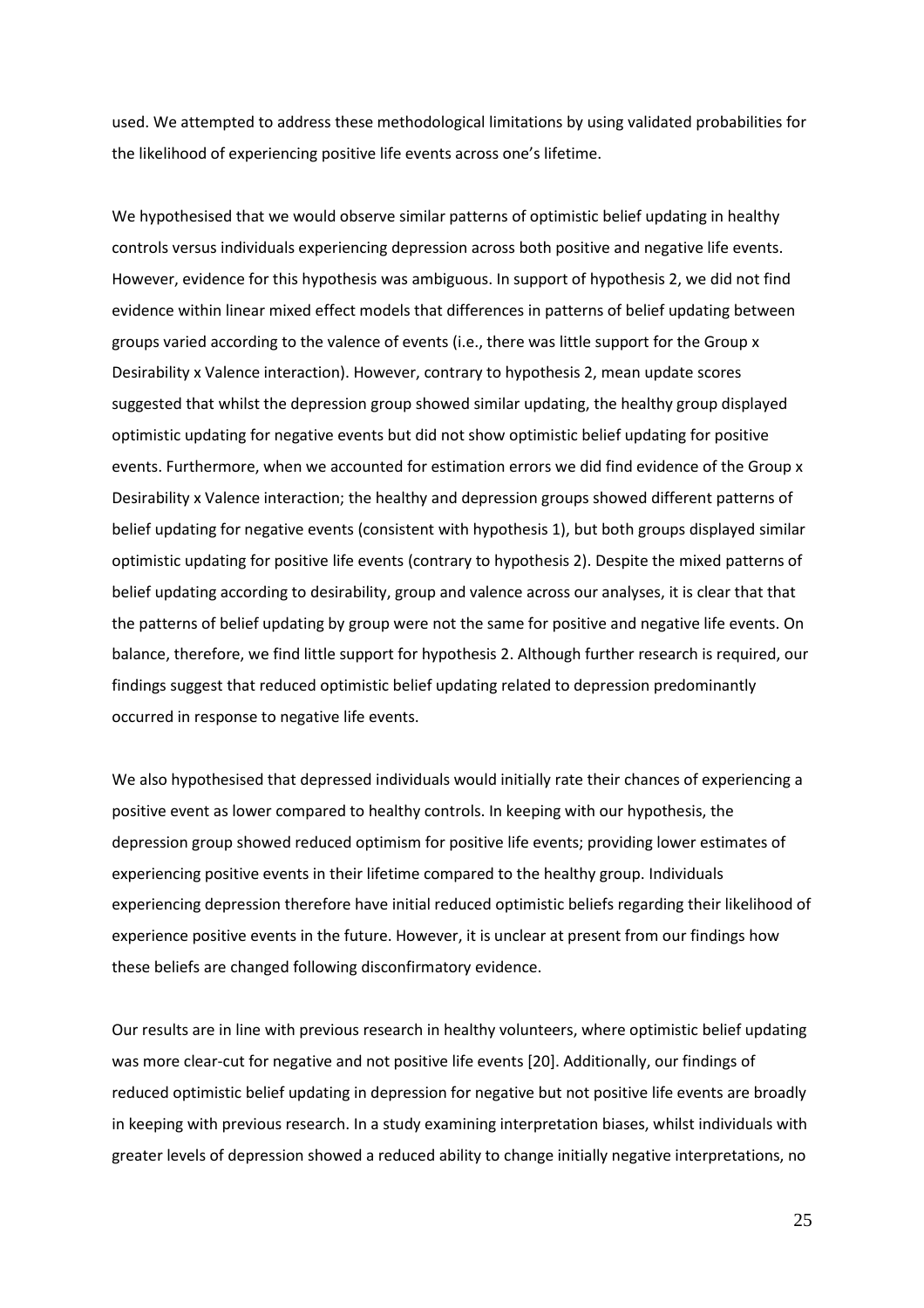used. We attempted to address these methodological limitations by using validated probabilities for the likelihood of experiencing positive life events across one's lifetime.

We hypothesised that we would observe similar patterns of optimistic belief updating in healthy controls versus individuals experiencing depression across both positive and negative life events. However, evidence for this hypothesis was ambiguous. In support of hypothesis 2, we did not find evidence within linear mixed effect models that differences in patterns of belief updating between groups varied according to the valence of events (i.e., there was little support for the Group x Desirability x Valence interaction). However, contrary to hypothesis 2, mean update scores suggested that whilst the depression group showed similar updating, the healthy group displayed optimistic updating for negative events but did not show optimistic belief updating for positive events. Furthermore, when we accounted for estimation errors we did find evidence of the Group x Desirability x Valence interaction; the healthy and depression groups showed different patterns of belief updating for negative events (consistent with hypothesis 1), but both groups displayed similar optimistic updating for positive life events (contrary to hypothesis 2). Despite the mixed patterns of belief updating according to desirability, group and valence across our analyses, it is clear that that the patterns of belief updating by group were not the same for positive and negative life events. On balance, therefore, we find little support for hypothesis 2. Although further research is required, our findings suggest that reduced optimistic belief updating related to depression predominantly occurred in response to negative life events.

We also hypothesised that depressed individuals would initially rate their chances of experiencing a positive event as lower compared to healthy controls. In keeping with our hypothesis, the depression group showed reduced optimism for positive life events; providing lower estimates of experiencing positive events in their lifetime compared to the healthy group. Individuals experiencing depression therefore have initial reduced optimistic beliefs regarding their likelihood of experience positive events in the future. However, it is unclear at present from our findings how these beliefs are changed following disconfirmatory evidence.

Our results are in line with previous research in healthy volunteers, where optimistic belief updating was more clear-cut for negative and not positive life events [20]. Additionally, our findings of reduced optimistic belief updating in depression for negative but not positive life events are broadly in keeping with previous research. In a study examining interpretation biases, whilst individuals with greater levels of depression showed a reduced ability to change initially negative interpretations, no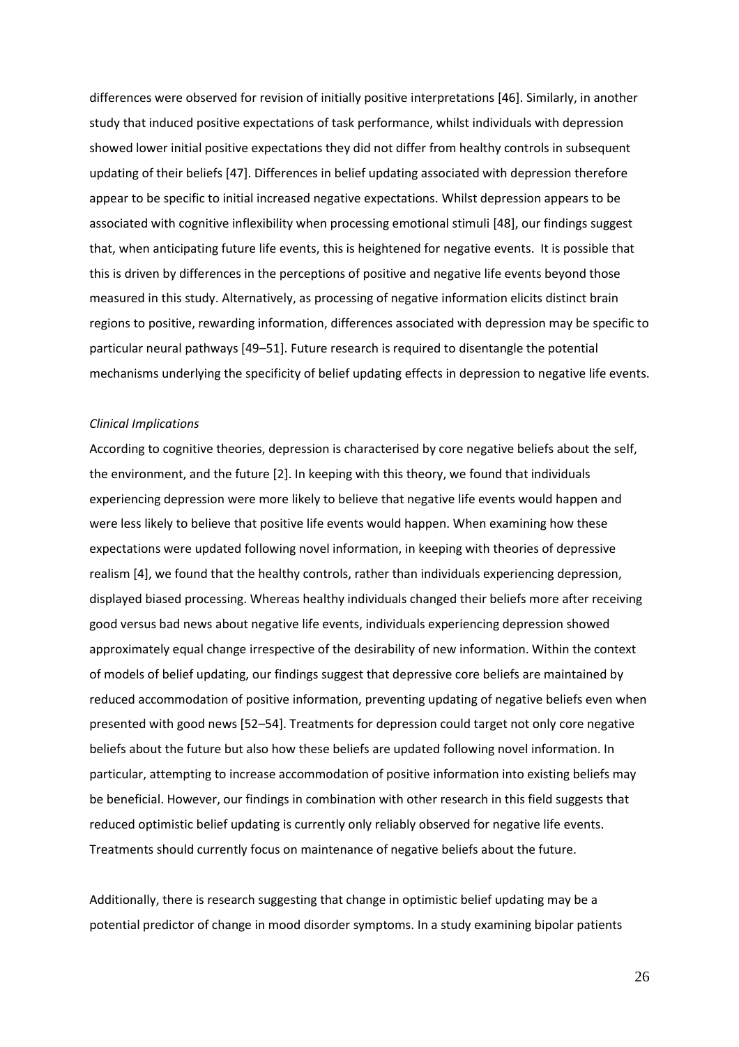differences were observed for revision of initially positive interpretations [46]. Similarly, in another study that induced positive expectations of task performance, whilst individuals with depression showed lower initial positive expectations they did not differ from healthy controls in subsequent updating of their beliefs [47]. Differences in belief updating associated with depression therefore appear to be specific to initial increased negative expectations. Whilst depression appears to be associated with cognitive inflexibility when processing emotional stimuli [48], our findings suggest that, when anticipating future life events, this is heightened for negative events. It is possible that this is driven by differences in the perceptions of positive and negative life events beyond those measured in this study. Alternatively, as processing of negative information elicits distinct brain regions to positive, rewarding information, differences associated with depression may be specific to particular neural pathways [49–51]. Future research is required to disentangle the potential mechanisms underlying the specificity of belief updating effects in depression to negative life events.

*Clinical Implications*

According to cognitive theories, depression is characterised by core negative beliefs about the self, the environment, and the future [2]. In keeping with this theory, we found that individuals experiencing depression were more likely to believe that negative life events would happen and were less likely to believe that positive life events would happen. When examining how these expectations were updated following novel information, in keeping with theories of depressive realism [4], we found that the healthy controls, rather than individuals experiencing depression, displayed biased processing. Whereas healthy individuals changed their beliefs more after receiving good versus bad news about negative life events, individuals experiencing depression showed approximately equal change irrespective of the desirability of new information. Within the context of models of belief updating, our findings suggest that depressive core beliefs are maintained by reduced accommodation of positive information, preventing updating of negative beliefs even when presented with good news [52–54]. Treatments for depression could target not only core negative beliefs about the future but also how these beliefs are updated following novel information. In particular, attempting to increase accommodation of positive information into existing beliefs may be beneficial. However, our findings in combination with other research in this field suggests that reduced optimistic belief updating is currently only reliably observed for negative life events. Treatments should currently focus on maintenance of negative beliefs about the future.

Additionally, there is research suggesting that change in optimistic belief updating may be a potential predictor of change in mood disorder symptoms. In a study examining bipolar patients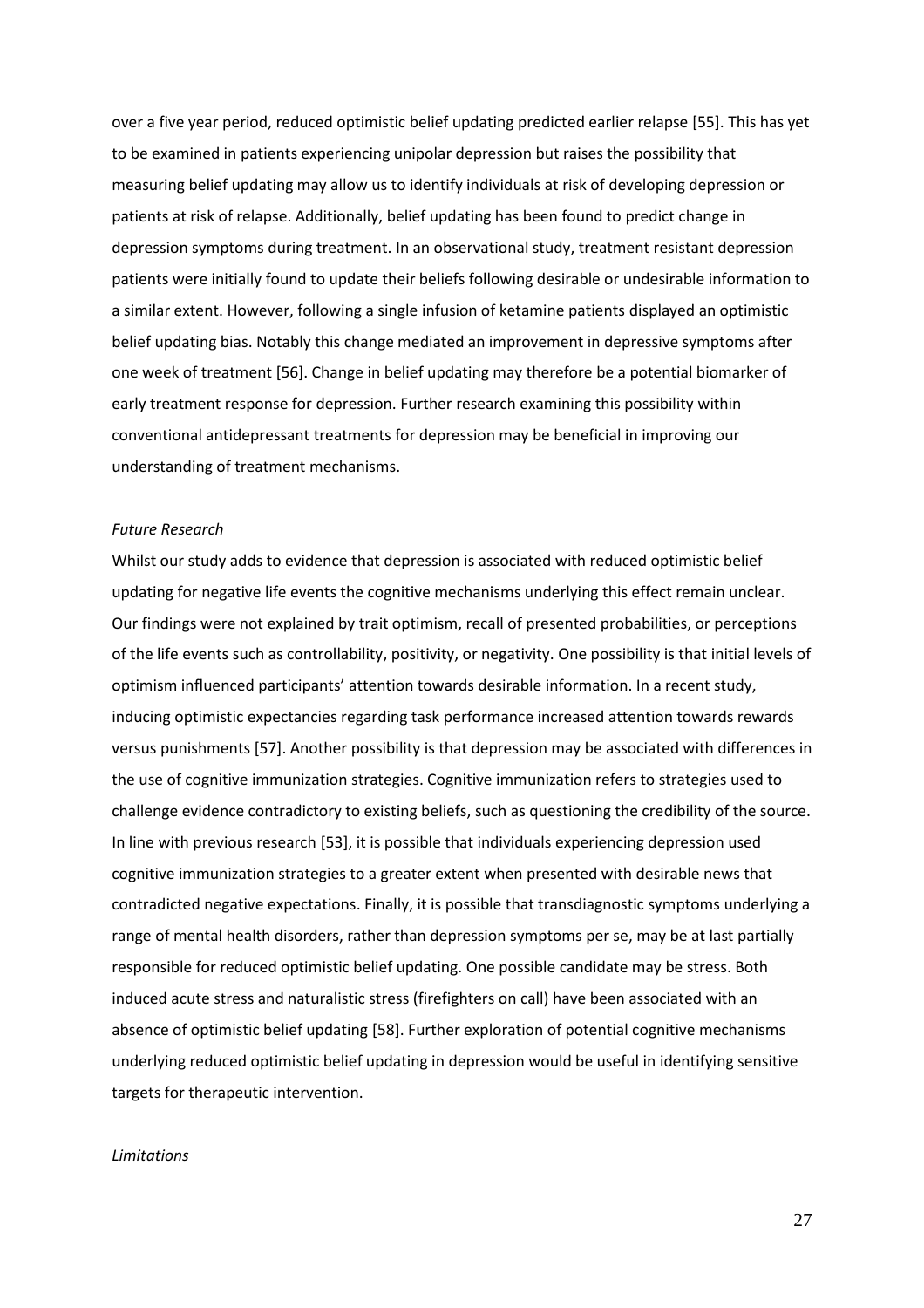over a five year period, reduced optimistic belief updating predicted earlier relapse [55]. This has yet to be examined in patients experiencing unipolar depression but raises the possibility that measuring belief updating may allow us to identify individuals at risk of developing depression or patients at risk of relapse. Additionally, belief updating has been found to predict change in depression symptoms during treatment. In an observational study, treatment resistant depression patients were initially found to update their beliefs following desirable or undesirable information to a similar extent. However, following a single infusion of ketamine patients displayed an optimistic belief updating bias. Notably this change mediated an improvement in depressive symptoms after one week of treatment [56]. Change in belief updating may therefore be a potential biomarker of early treatment response for depression. Further research examining this possibility within conventional antidepressant treatments for depression may be beneficial in improving our understanding of treatment mechanisms.

*Future Research*

Whilst our study adds to evidence that depression is associated with reduced optimistic belief updating for negative life events the cognitive mechanisms underlying this effect remain unclear. Our findings were not explained by trait optimism, recall of presented probabilities, or perceptions of the life events such as controllability, positivity, or negativity. One possibility is that initial levels of optimism influenced participants' attention towards desirable information. In a recent study, inducing optimistic expectancies regarding task performance increased attention towards rewards versus punishments [57]. Another possibility is that depression may be associated with differences in the use of cognitive immunization strategies. Cognitive immunization refers to strategies used to challenge evidence contradictory to existing beliefs, such as questioning the credibility of the source. In line with previous research [53], it is possible that individuals experiencing depression used cognitive immunization strategies to a greater extent when presented with desirable news that contradicted negative expectations. Finally, it is possible that transdiagnostic symptoms underlying a range of mental health disorders, rather than depression symptoms per se, may be at last partially responsible for reduced optimistic belief updating. One possible candidate may be stress. Both induced acute stress and naturalistic stress (firefighters on call) have been associated with an absence of optimistic belief updating [58]. Further exploration of potential cognitive mechanisms underlying reduced optimistic belief updating in depression would be useful in identifying sensitive targets for therapeutic intervention.

*Limitations*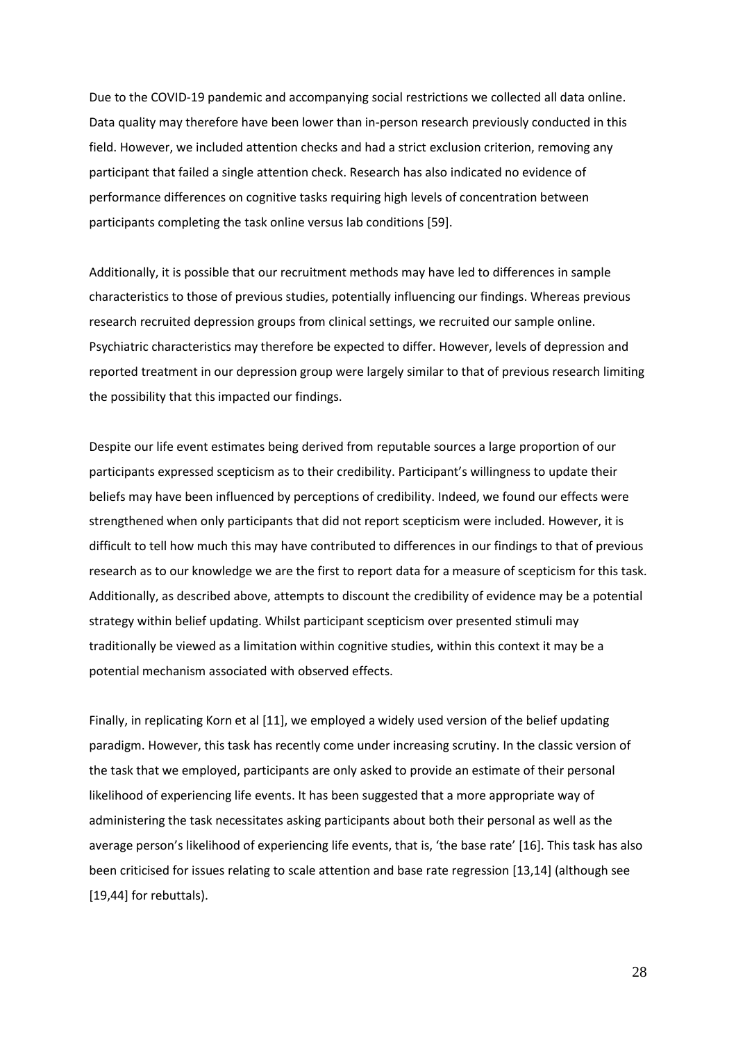Due to the COVID-19 pandemic and accompanying social restrictions we collected all data online. Data quality may therefore have been lower than in-person research previously conducted in this field. However, we included attention checks and had a strict exclusion criterion, removing any participant that failed a single attention check. Research has also indicated no evidence of performance differences on cognitive tasks requiring high levels of concentration between participants completing the task online versus lab conditions [59].

Additionally, it is possible that our recruitment methods may have led to differences in sample characteristics to those of previous studies, potentially influencing our findings. Whereas previous research recruited depression groups from clinical settings, we recruited our sample online. Psychiatric characteristics may therefore be expected to differ. However, levels of depression and reported treatment in our depression group were largely similar to that of previous research limiting the possibility that this impacted our findings.

Despite our life event estimates being derived from reputable sources a large proportion of our participants expressed scepticism as to their credibility. Participant's willingness to update their beliefs may have been influenced by perceptions of credibility. Indeed, we found our effects were strengthened when only participants that did not report scepticism were included. However, it is difficult to tell how much this may have contributed to differences in our findings to that of previous research as to our knowledge we are the first to report data for a measure of scepticism for this task. Additionally, as described above, attempts to discount the credibility of evidence may be a potential strategy within belief updating. Whilst participant scepticism over presented stimuli may traditionally be viewed as a limitation within cognitive studies, within this context it may be a potential mechanism associated with observed effects.

Finally, in replicating Korn et al [11], we employed a widely used version of the belief updating paradigm. However, this task has recently come under increasing scrutiny. In the classic version of the task that we employed, participants are only asked to provide an estimate of their personal likelihood of experiencing life events. It has been suggested that a more appropriate way of administering the task necessitates asking participants about both their personal as well as the average person's likelihood of experiencing life events, that is, 'the base rate' [16]. This task has also been criticised for issues relating to scale attention and base rate regression [13,14] (although see [19,44] for rebuttals).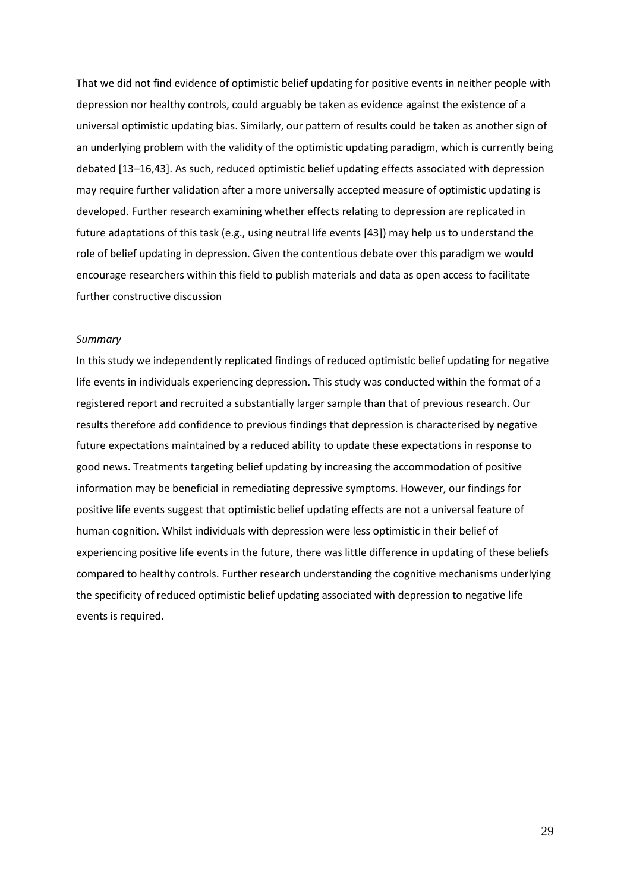That we did not find evidence of optimistic belief updating for positive events in neither people with depression nor healthy controls, could arguably be taken as evidence against the existence of a universal optimistic updating bias. Similarly, our pattern of results could be taken as another sign of an underlying problem with the validity of the optimistic updating paradigm, which is currently being debated [13–16,43]. As such, reduced optimistic belief updating effects associated with depression may require further validation after a more universally accepted measure of optimistic updating is developed. Further research examining whether effects relating to depression are replicated in future adaptations of this task (e.g., using neutral life events [43]) may help us to understand the role of belief updating in depression. Given the contentious debate over this paradigm we would encourage researchers within this field to publish materials and data as open access to facilitate further constructive discussion

*Summary*

In this study we independently replicated findings of reduced optimistic belief updating for negative life events in individuals experiencing depression. This study was conducted within the format of a registered report and recruited a substantially larger sample than that of previous research. Our results therefore add confidence to previous findings that depression is characterised by negative future expectations maintained by a reduced ability to update these expectations in response to good news. Treatments targeting belief updating by increasing the accommodation of positive information may be beneficial in remediating depressive symptoms. However, our findings for positive life events suggest that optimistic belief updating effects are not a universal feature of human cognition. Whilst individuals with depression were less optimistic in their belief of experiencing positive life events in the future, there was little difference in updating of these beliefs compared to healthy controls. Further research understanding the cognitive mechanisms underlying the specificity of reduced optimistic belief updating associated with depression to negative life events is required.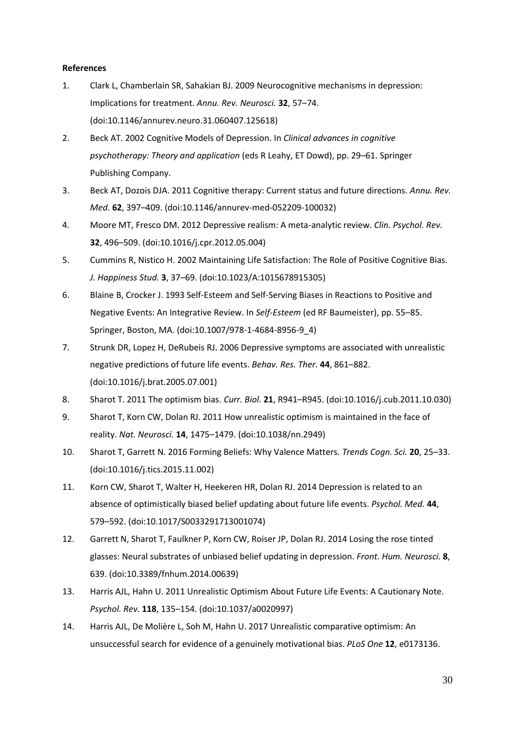**References**

1. Clark L, Chamberlain SR, Sahakian BJ. 2009 Neurocognitive mechanisms in depression: Implications for treatment. *Annu. Rev. Neurosci.* **32**, 57–74. (doi:10.1146/annurev.neuro.31.060407.125618)
2. Beck AT. 2002 Cognitive Models of Depression. In *Clinical advances in cognitive psychotherapy: Theory and application* (eds R Leahy, ET Dowd), pp. 29–61. Springer Publishing Company.
3. Beck AT, Dozois DJA. 2011 Cognitive therapy: Current status and future directions. *Annu. Rev. Med.* **62**, 397–409. (doi:10.1146/annurev-med-052209-100032)
4. Moore MT, Fresco DM. 2012 Depressive realism: A meta-analytic review. *Clin. Psychol. Rev.* **32**, 496–509. (doi:10.1016/j.cpr.2012.05.004)
5. Cummins R, Nistico H. 2002 Maintaining Life Satisfaction: The Role of Positive Cognitive Bias. *J. Happiness Stud.* **3**, 37–69. (doi:10.1023/A:1015678915305)
6. Blaine B, Crocker J. 1993 Self-Esteem and Self-Serving Biases in Reactions to Positive and Negative Events: An Integrative Review. In *Self-Esteem* (ed RF Baumeister), pp. 55–85. Springer, Boston, MA. (doi:10.1007/978-1-4684-8956-9_4)
7. Strunk DR, Lopez H, DeRubeis RJ. 2006 Depressive symptoms are associated with unrealistic negative predictions of future life events. *Behav. Res. Ther.* **44**, 861–882. (doi:10.1016/j.brat.2005.07.001)
8. Sharot T. 2011 The optimism bias. *Curr. Biol.* **21**, R941–R945. (doi:10.1016/j.cub.2011.10.030)
9. Sharot T, Korn CW, Dolan RJ. 2011 How unrealistic optimism is maintained in the face of reality. *Nat. Neurosci.* **14**, 1475–1479. (doi:10.1038/nn.2949)
10. Sharot T, Garrett N. 2016 Forming Beliefs: Why Valence Matters. *Trends Cogn. Sci.* **20**, 25–33. (doi:10.1016/j.tics.2015.11.002)
11. Korn CW, Sharot T, Walter H, Heekeren HR, Dolan RJ. 2014 Depression is related to an absence of optimistically biased belief updating about future life events. *Psychol. Med.* **44**, 579–592. (doi:10.1017/S0033291713001074)
12. Garrett N, Sharot T, Faulkner P, Korn CW, Roiser JP, Dolan RJ. 2014 Losing the rose tinted glasses: Neural substrates of unbiased belief updating in depression. *Front. Hum. Neurosci.* **8**, 639. (doi:10.3389/fnhum.2014.00639)
13. Harris AJL, Hahn U. 2011 Unrealistic Optimism About Future Life Events: A Cautionary Note. *Psychol. Rev.* **118**, 135–154. (doi:10.1037/a0020997)
14. Harris AJL, De Molière L, Soh M, Hahn U. 2017 Unrealistic comparative optimism: An unsuccessful search for evidence of a genuinely motivational bias. *PLoS One* **12**, e0173136.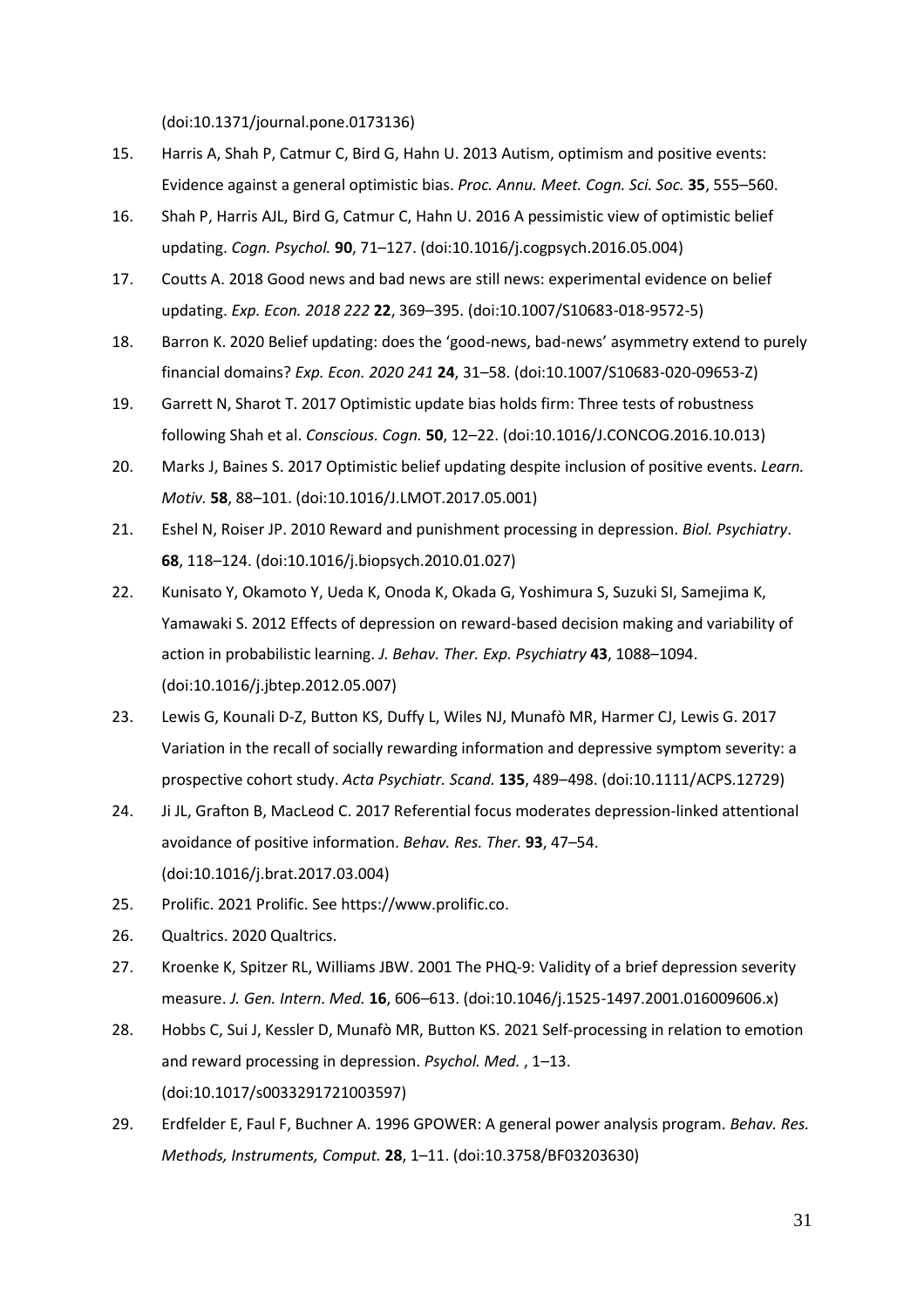(doi:10.1371/journal.pone.0173136)

15. Harris A, Shah P, Catmur C, Bird G, Hahn U. 2013 Autism, optimism and positive events: Evidence against a general optimistic bias. *Proc. Annu. Meet. Cogn. Sci. Soc.* **35**, 555–560.
16. Shah P, Harris AJL, Bird G, Catmur C, Hahn U. 2016 A pessimistic view of optimistic belief updating. *Cogn. Psychol.* **90**, 71–127. (doi:10.1016/j.cogpsych.2016.05.004)
17. Coutts A. 2018 Good news and bad news are still news: experimental evidence on belief updating. *Exp. Econ. 2018 222* **22**, 369–395. (doi:10.1007/S10683-018-9572-5)
18. Barron K. 2020 Belief updating: does the 'good-news, bad-news' asymmetry extend to purely financial domains? *Exp. Econ. 2020 241* **24**, 31–58. (doi:10.1007/S10683-020-09653-Z)
19. Garrett N, Sharot T. 2017 Optimistic update bias holds firm: Three tests of robustness following Shah et al. *Conscious. Cogn.* **50**, 12–22. (doi:10.1016/J.CONCOG.2016.10.013)
20. Marks J, Baines S. 2017 Optimistic belief updating despite inclusion of positive events. *Learn. Motiv.* **58**, 88–101. (doi:10.1016/J.LMOT.2017.05.001)
21. Eshel N, Roiser JP. 2010 Reward and punishment processing in depression. *Biol. Psychiatry*. **68**, 118–124. (doi:10.1016/j.biopsych.2010.01.027)
22. Kunisato Y, Okamoto Y, Ueda K, Onoda K, Okada G, Yoshimura S, Suzuki SI, Samejima K, Yamawaki S. 2012 Effects of depression on reward-based decision making and variability of action in probabilistic learning. *J. Behav. Ther. Exp. Psychiatry* **43**, 1088–1094. (doi:10.1016/j.jbtep.2012.05.007)
23. Lewis G, Kounali D-Z, Button KS, Duffy L, Wiles NJ, Munafò MR, Harmer CJ, Lewis G. 2017 Variation in the recall of socially rewarding information and depressive symptom severity: a prospective cohort study. *Acta Psychiatr. Scand.* **135**, 489–498. (doi:10.1111/ACPS.12729)
24. Ji JL, Grafton B, MacLeod C. 2017 Referential focus moderates depression-linked attentional avoidance of positive information. *Behav. Res. Ther.* **93**, 47–54. (doi:10.1016/j.brat.2017.03.004)
25. Prolific. 2021 Prolific. See https://www.prolific.co.
26. Qualtrics. 2020 Qualtrics.
27. Kroenke K, Spitzer RL, Williams JBW. 2001 The PHQ-9: Validity of a brief depression severity measure. *J. Gen. Intern. Med.* **16**, 606–613. (doi:10.1046/j.1525-1497.2001.016009606.x)
28. Hobbs C, Sui J, Kessler D, Munafò MR, Button KS. 2021 Self-processing in relation to emotion and reward processing in depression. *Psychol. Med.* , 1–13. (doi:10.1017/s0033291721003597)
29. Erdfelder E, Faul F, Buchner A. 1996 GPOWER: A general power analysis program. *Behav. Res. Methods, Instruments, Comput.* **28**, 1–11. (doi:10.3758/BF03203630)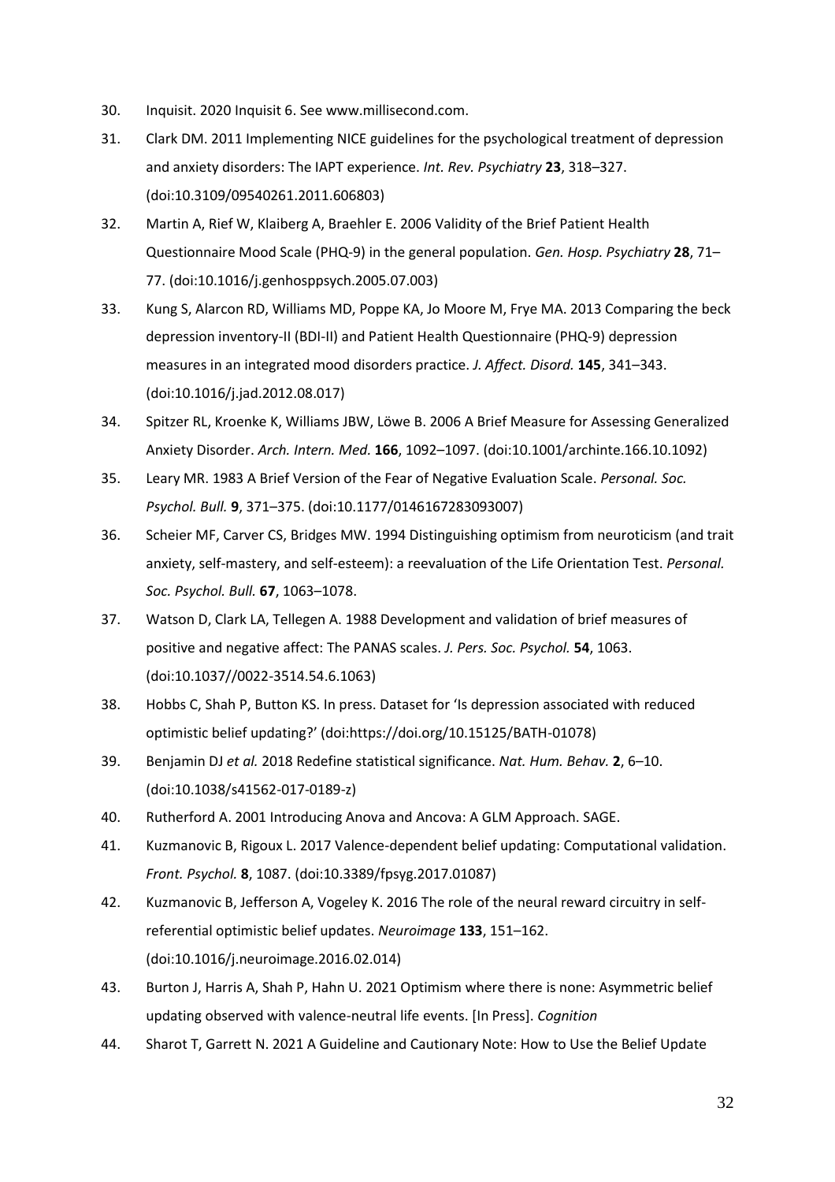30. Inquisit. 2020 Inquisit 6. See www.millisecond.com.
31. Clark DM. 2011 Implementing NICE guidelines for the psychological treatment of depression and anxiety disorders: The IAPT experience. *Int. Rev. Psychiatry* **23**, 318–327. (doi:10.3109/09540261.2011.606803)
32. Martin A, Rief W, Klaiberg A, Braehler E. 2006 Validity of the Brief Patient Health Questionnaire Mood Scale (PHQ-9) in the general population. *Gen. Hosp. Psychiatry* **28**, 71–77. (doi:10.1016/j.genhosppsych.2005.07.003)
33. Kung S, Alarcon RD, Williams MD, Poppe KA, Jo Moore M, Frye MA. 2013 Comparing the beck depression inventory-II (BDI-II) and Patient Health Questionnaire (PHQ-9) depression measures in an integrated mood disorders practice. *J. Affect. Disord.* **145**, 341–343. (doi:10.1016/j.jad.2012.08.017)
34. Spitzer RL, Kroenke K, Williams JBW, Löwe B. 2006 A Brief Measure for Assessing Generalized Anxiety Disorder. *Arch. Intern. Med.* **166**, 1092–1097. (doi:10.1001/archinte.166.10.1092)
35. Leary MR. 1983 A Brief Version of the Fear of Negative Evaluation Scale. *Personal. Soc. Psychol. Bull.* **9**, 371–375. (doi:10.1177/0146167283093007)
36. Scheier MF, Carver CS, Bridges MW. 1994 Distinguishing optimism from neuroticism (and trait anxiety, self-mastery, and self-esteem): a reevaluation of the Life Orientation Test. *Personal. Soc. Psychol. Bull.* **67**, 1063–1078.
37. Watson D, Clark LA, Tellegen A. 1988 Development and validation of brief measures of positive and negative affect: The PANAS scales. *J. Pers. Soc. Psychol.* **54**, 1063. (doi:10.1037//0022-3514.54.6.1063)
38. Hobbs C, Shah P, Button KS. In press. Dataset for 'Is depression associated with reduced optimistic belief updating?' (doi:https://doi.org/10.15125/BATH-01078)
39. Benjamin DJ *et al.* 2018 Redefine statistical significance. *Nat. Hum. Behav.* **2**, 6–10. (doi:10.1038/s41562-017-0189-z)
40. Rutherford A. 2001 Introducing Anova and Ancova: A GLM Approach. SAGE.
41. Kuzmanovic B, Rigoux L. 2017 Valence-dependent belief updating: Computational validation. *Front. Psychol.* **8**, 1087. (doi:10.3389/fpsyg.2017.01087)
42. Kuzmanovic B, Jefferson A, Vogeley K. 2016 The role of the neural reward circuitry in self-referential optimistic belief updates. *Neuroimage* **133**, 151–162. (doi:10.1016/j.neuroimage.2016.02.014)
43. Burton J, Harris A, Shah P, Hahn U. 2021 Optimism where there is none: Asymmetric belief updating observed with valence-neutral life events. [In Press]. *Cognition*
44. Sharot T, Garrett N. 2021 A Guideline and Cautionary Note: How to Use the Belief Update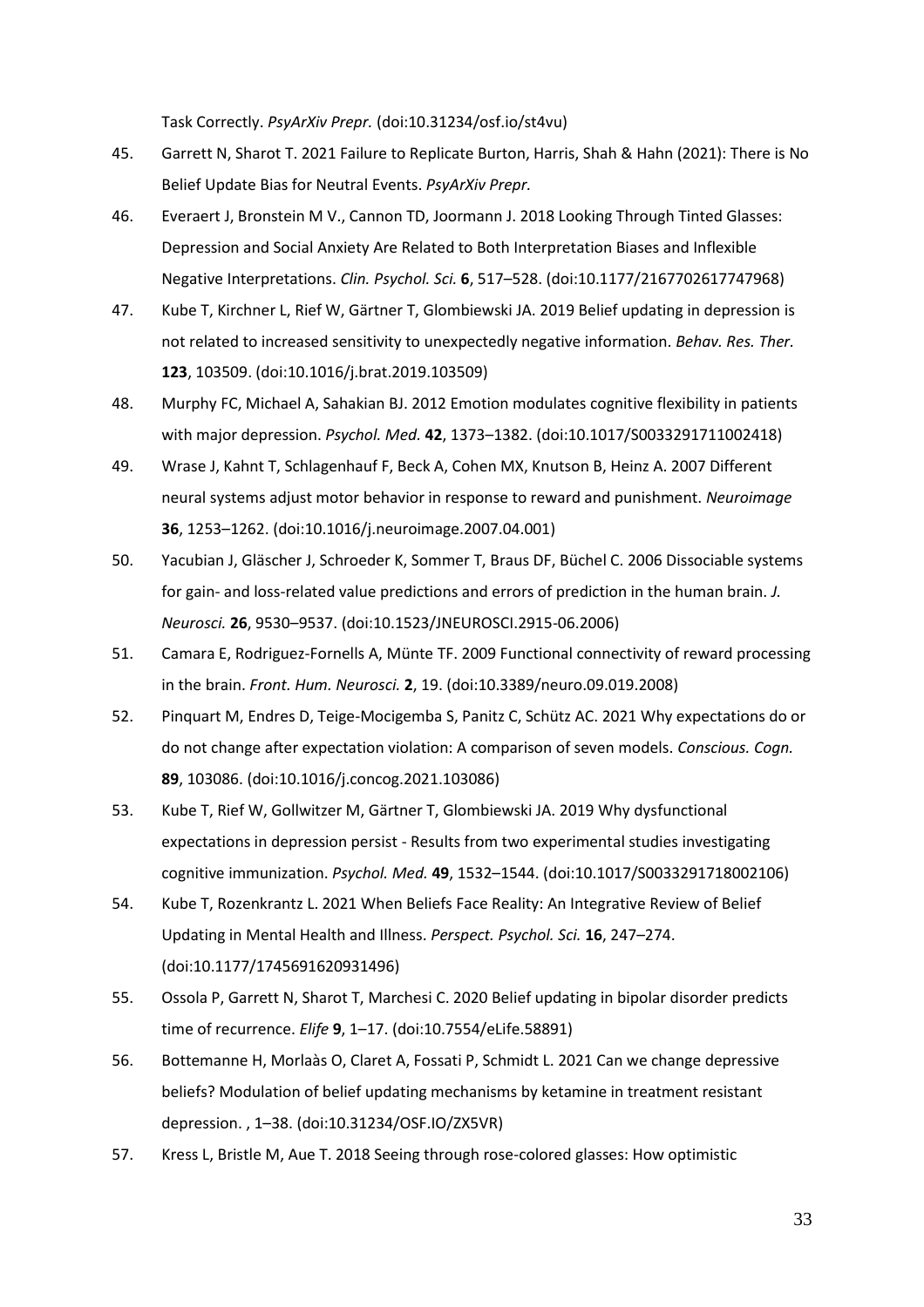Task Correctly. *PsyArXiv Prepr.* (doi:10.31234/osf.io/st4vu)

45. Garrett N, Sharot T. 2021 Failure to Replicate Burton, Harris, Shah & Hahn (2021): There is No Belief Update Bias for Neutral Events. *PsyArXiv Prepr.*
46. Everaert J, Bronstein M V., Cannon TD, Joormann J. 2018 Looking Through Tinted Glasses: Depression and Social Anxiety Are Related to Both Interpretation Biases and Inflexible Negative Interpretations. *Clin. Psychol. Sci.* **6**, 517–528. (doi:10.1177/2167702617747968)
47. Kube T, Kirchner L, Rief W, Gärtner T, Glombiewski JA. 2019 Belief updating in depression is not related to increased sensitivity to unexpectedly negative information. *Behav. Res. Ther.* **123**, 103509. (doi:10.1016/j.brat.2019.103509)
48. Murphy FC, Michael A, Sahakian BJ. 2012 Emotion modulates cognitive flexibility in patients with major depression. *Psychol. Med.* **42**, 1373–1382. (doi:10.1017/S0033291711002418)
49. Wrase J, Kahnt T, Schlagenhauf F, Beck A, Cohen MX, Knutson B, Heinz A. 2007 Different neural systems adjust motor behavior in response to reward and punishment. *Neuroimage* **36**, 1253–1262. (doi:10.1016/j.neuroimage.2007.04.001)
50. Yacubian J, Gläscher J, Schroeder K, Sommer T, Braus DF, Büchel C. 2006 Dissociable systems for gain- and loss-related value predictions and errors of prediction in the human brain. *J. Neurosci.* **26**, 9530–9537. (doi:10.1523/JNEUROSCI.2915-06.2006)
51. Camara E, Rodriguez-Fornells A, Münte TF. 2009 Functional connectivity of reward processing in the brain. *Front. Hum. Neurosci.* **2**, 19. (doi:10.3389/neuro.09.019.2008)
52. Pinquart M, Endres D, Teige-Mocigemba S, Panitz C, Schütz AC. 2021 Why expectations do or do not change after expectation violation: A comparison of seven models. *Conscious. Cogn.* **89**, 103086. (doi:10.1016/j.concog.2021.103086)
53. Kube T, Rief W, Gollwitzer M, Gärtner T, Glombiewski JA. 2019 Why dysfunctional expectations in depression persist - Results from two experimental studies investigating cognitive immunization. *Psychol. Med.* **49**, 1532–1544. (doi:10.1017/S0033291718002106)
54. Kube T, Rozenkrantz L. 2021 When Beliefs Face Reality: An Integrative Review of Belief Updating in Mental Health and Illness. *Perspect. Psychol. Sci.* **16**, 247–274. (doi:10.1177/1745691620931496)
55. Ossola P, Garrett N, Sharot T, Marchesi C. 2020 Belief updating in bipolar disorder predicts time of recurrence. *Elife* **9**, 1–17. (doi:10.7554/eLife.58891)
56. Bottemanne H, Morlaàs O, Claret A, Fossati P, Schmidt L. 2021 Can we change depressive beliefs? Modulation of belief updating mechanisms by ketamine in treatment resistant depression. , 1–38. (doi:10.31234/OSF.IO/ZX5VR)
57. Kress L, Bristle M, Aue T. 2018 Seeing through rose-colored glasses: How optimistic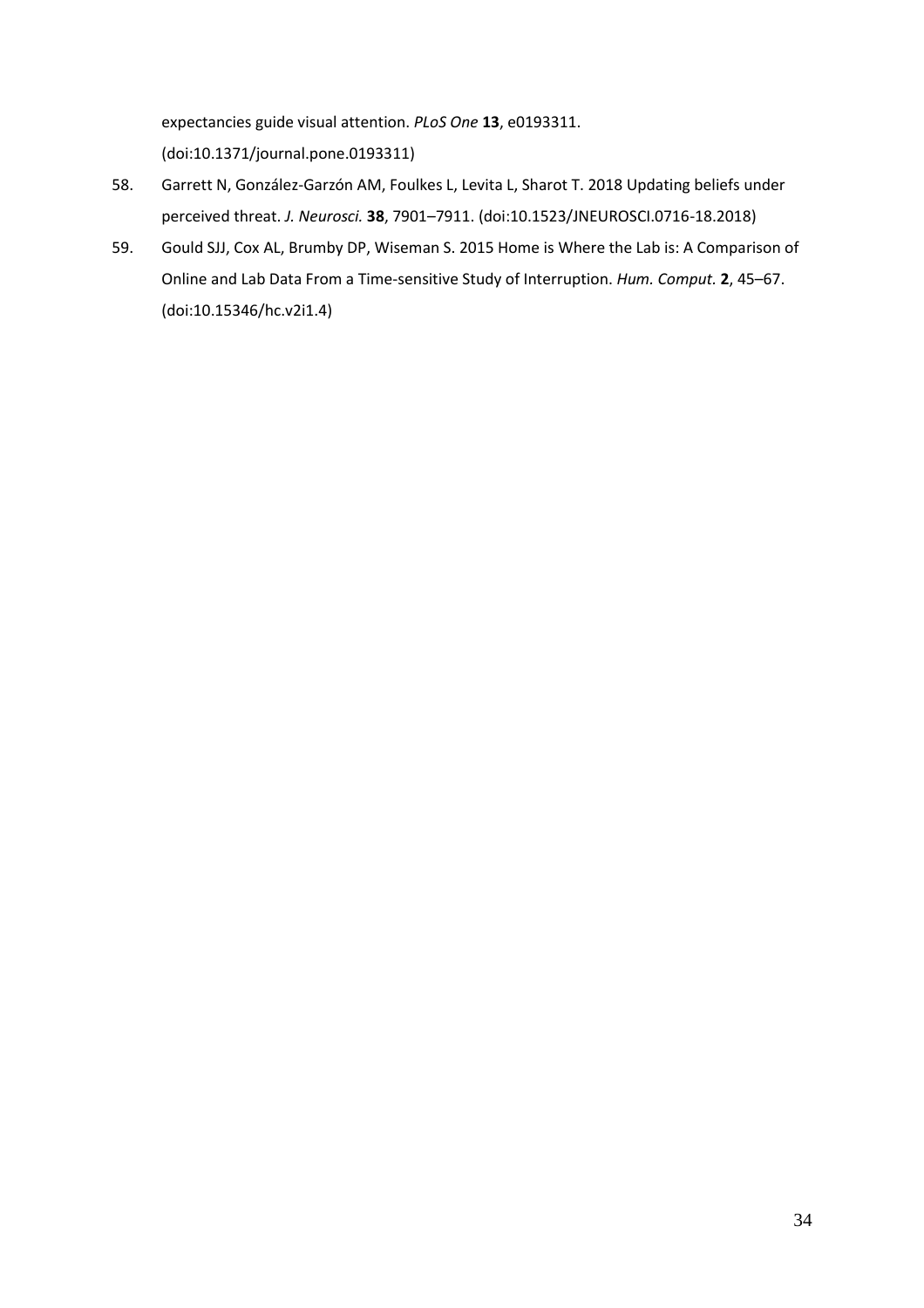expectancies guide visual attention. *PLoS One* **13**, e0193311. (doi:10.1371/journal.pone.0193311)

58. Garrett N, González-Garzón AM, Foulkes L, Levita L, Sharot T. 2018 Updating beliefs under perceived threat. *J. Neurosci.* **38**, 7901–7911. (doi:10.1523/JNEUROSCI.0716-18.2018)
59. Gould SJJ, Cox AL, Brumby DP, Wiseman S. 2015 Home is Where the Lab is: A Comparison of Online and Lab Data From a Time-sensitive Study of Interruption. *Hum. Comput.* **2**, 45–67. (doi:10.15346/hc.v2i1.4)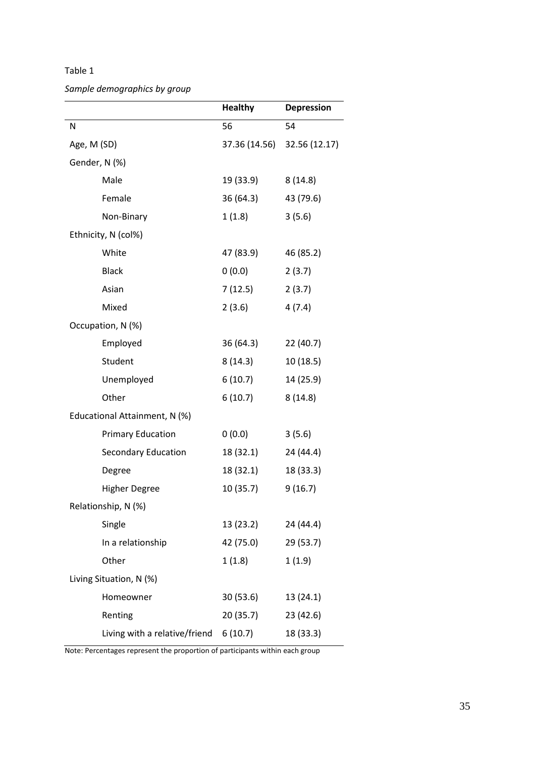Table 1

*Sample demographics by group*

| | **Healthy** | **Depression** |
|---|---|---|
| N | 56 | 54 |
| Age, M (SD) | 37.36 (14.56) | 32.56 (12.17) |
| Gender, N (%) | | |
| Male | 19 (33.9) | 8 (14.8) |
| Female | 36 (64.3) | 43 (79.6) |
| Non-Binary | 1 (1.8) | 3 (5.6) |
| Ethnicity, N (col%) | | |
| White | 47 (83.9) | 46 (85.2) |
| Black | 0 (0.0) | 2 (3.7) |
| Asian | 7 (12.5) | 2 (3.7) |
| Mixed | 2 (3.6) | 4 (7.4) |
| Occupation, N (%) | | |
| Employed | 36 (64.3) | 22 (40.7) |
| Student | 8 (14.3) | 10 (18.5) |
| Unemployed | 6 (10.7) | 14 (25.9) |
| Other | 6 (10.7) | 8 (14.8) |
| Educational Attainment, N (%) | | |
| Primary Education | 0 (0.0) | 3 (5.6) |
| Secondary Education | 18 (32.1) | 24 (44.4) |
| Degree | 18 (32.1) | 18 (33.3) |
| Higher Degree | 10 (35.7) | 9 (16.7) |
| Relationship, N (%) | | |
| Single | 13 (23.2) | 24 (44.4) |
| In a relationship | 42 (75.0) | 29 (53.7) |
| Other | 1 (1.8) | 1 (1.9) |
| Living Situation, N (%) | | |
| Homeowner | 30 (53.6) | 13 (24.1) |
| Renting | 20 (35.7) | 23 (42.6) |
| Living with a relative/friend | 6 (10.7) | 18 (33.3) |

Note: Percentages represent the proportion of participants within each group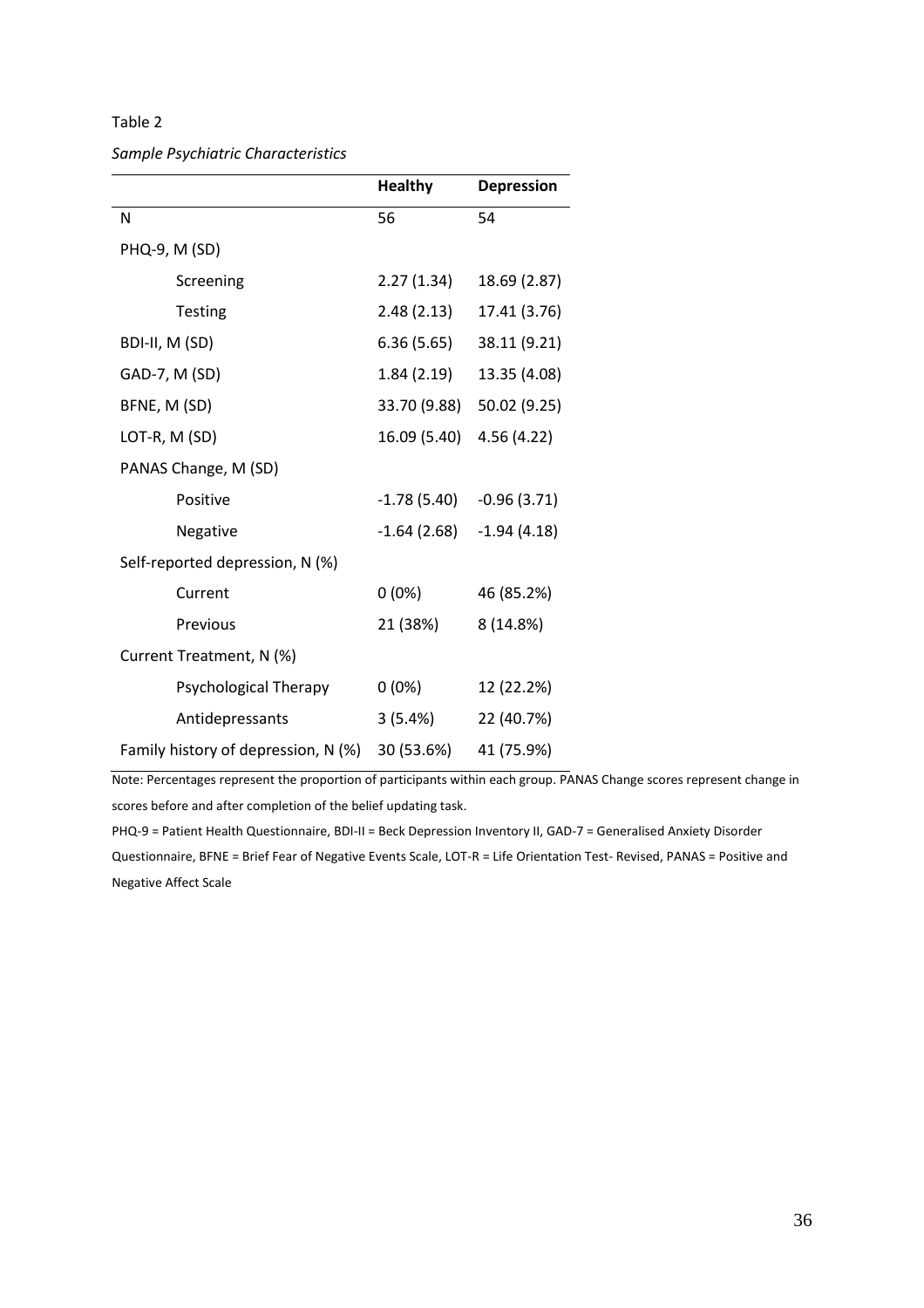Table 2

*Sample Psychiatric Characteristics*

| | **Healthy** | **Depression** |
|---|---|---|
| N | 56 | 54 |
| PHQ-9, M (SD) | | |
| Screening | 2.27 (1.34) | 18.69 (2.87) |
| Testing | 2.48 (2.13) | 17.41 (3.76) |
| BDI-II, M (SD) | 6.36 (5.65) | 38.11 (9.21) |
| GAD-7, M (SD) | 1.84 (2.19) | 13.35 (4.08) |
| BFNE, M (SD) | 33.70 (9.88) | 50.02 (9.25) |
| LOT-R, M (SD) | 16.09 (5.40) | 4.56 (4.22) |
| PANAS Change, M (SD) | | |
| Positive | -1.78 (5.40) | -0.96 (3.71) |
| Negative | -1.64 (2.68) | -1.94 (4.18) |
| Self-reported depression, N (%) | | |
| Current | 0 (0%) | 46 (85.2%) |
| Previous | 21 (38%) | 8 (14.8%) |
| Current Treatment, N (%) | | |
| Psychological Therapy | 0 (0%) | 12 (22.2%) |
| Antidepressants | 3 (5.4%) | 22 (40.7%) |
| Family history of depression, N (%) | 30 (53.6%) | 41 (75.9%) |

Note: Percentages represent the proportion of participants within each group. PANAS Change scores represent change in scores before and after completion of the belief updating task.

PHQ-9 = Patient Health Questionnaire, BDI-II = Beck Depression Inventory II, GAD-7 = Generalised Anxiety Disorder Questionnaire, BFNE = Brief Fear of Negative Events Scale, LOT-R = Life Orientation Test- Revised, PANAS = Positive and Negative Affect Scale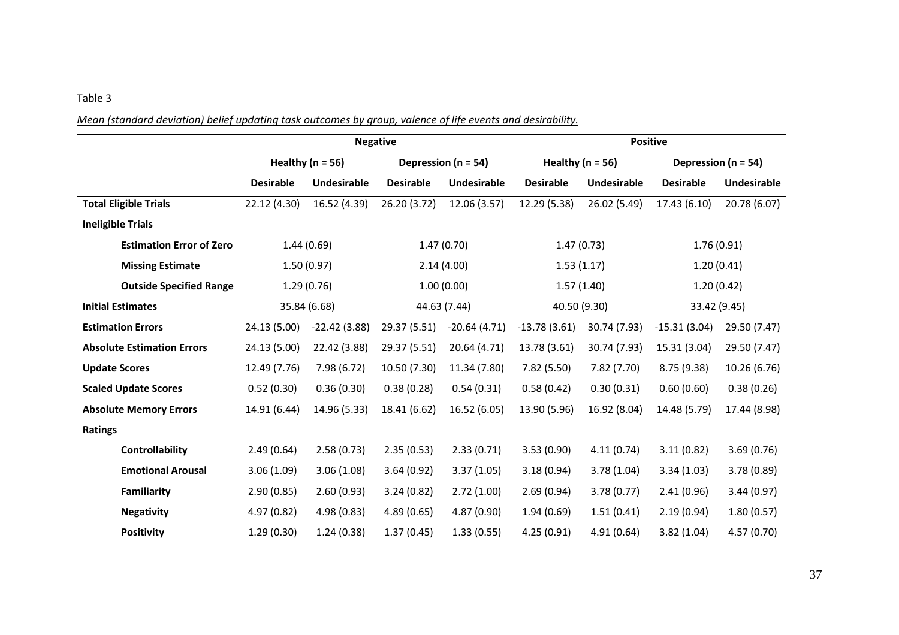Table 3

*Mean (standard deviation) belief updating task outcomes by group, valence of life events and desirability.*

| | Negative | | | | Positive | | | |
|---|---|---|---|---|---|---|---|---|
| | Healthy (n = 56) | | Depression (n = 54) | | Healthy (n = 56) | | Depression (n = 54) | |
| | **Desirable** | **Undesirable** | **Desirable** | **Undesirable** | **Desirable** | **Undesirable** | **Desirable** | **Undesirable** |
| **Total Eligible Trials** | 22.12 (4.30) | 16.52 (4.39) | 26.20 (3.72) | 12.06 (3.57) | 12.29 (5.38) | 26.02 (5.49) | 17.43 (6.10) | 20.78 (6.07) |
| **Ineligible Trials** | | | | | | | | |
| **Estimation Error of Zero** | 1.44 (0.69) | | 1.47 (0.70) | | 1.47 (0.73) | | 1.76 (0.91) | |
| **Missing Estimate** | 1.50 (0.97) | | 2.14 (4.00) | | 1.53 (1.17) | | 1.20 (0.41) | |
| **Outside Specified Range** | 1.29 (0.76) | | 1.00 (0.00) | | 1.57 (1.40) | | 1.20 (0.42) | |
| **Initial Estimates** | 35.84 (6.68) | | 44.63 (7.44) | | 40.50 (9.30) | | 33.42 (9.45) | |
| **Estimation Errors** | 24.13 (5.00) | -22.42 (3.88) | 29.37 (5.51) | -20.64 (4.71) | -13.78 (3.61) | 30.74 (7.93) | -15.31 (3.04) | 29.50 (7.47) |
| **Absolute Estimation Errors** | 24.13 (5.00) | 22.42 (3.88) | 29.37 (5.51) | 20.64 (4.71) | 13.78 (3.61) | 30.74 (7.93) | 15.31 (3.04) | 29.50 (7.47) |
| **Update Scores** | 12.49 (7.76) | 7.98 (6.72) | 10.50 (7.30) | 11.34 (7.80) | 7.82 (5.50) | 7.82 (7.70) | 8.75 (9.38) | 10.26 (6.76) |
| **Scaled Update Scores** | 0.52 (0.30) | 0.36 (0.30) | 0.38 (0.28) | 0.54 (0.31) | 0.58 (0.42) | 0.30 (0.31) | 0.60 (0.60) | 0.38 (0.26) |
| **Absolute Memory Errors** | 14.91 (6.44) | 14.96 (5.33) | 18.41 (6.62) | 16.52 (6.05) | 13.90 (5.96) | 16.92 (8.04) | 14.48 (5.79) | 17.44 (8.98) |
| **Ratings** | | | | | | | | |
| **Controllability** | 2.49 (0.64) | 2.58 (0.73) | 2.35 (0.53) | 2.33 (0.71) | 3.53 (0.90) | 4.11 (0.74) | 3.11 (0.82) | 3.69 (0.76) |
| **Emotional Arousal** | 3.06 (1.09) | 3.06 (1.08) | 3.64 (0.92) | 3.37 (1.05) | 3.18 (0.94) | 3.78 (1.04) | 3.34 (1.03) | 3.78 (0.89) |
| **Familiarity** | 2.90 (0.85) | 2.60 (0.93) | 3.24 (0.82) | 2.72 (1.00) | 2.69 (0.94) | 3.78 (0.77) | 2.41 (0.96) | 3.44 (0.97) |
| **Negativity** | 4.97 (0.82) | 4.98 (0.83) | 4.89 (0.65) | 4.87 (0.90) | 1.94 (0.69) | 1.51 (0.41) | 2.19 (0.94) | 1.80 (0.57) |
| **Positivity** | 1.29 (0.30) | 1.24 (0.38) | 1.37 (0.45) | 1.33 (0.55) | 4.25 (0.91) | 4.91 (0.64) | 3.82 (1.04) | 4.57 (0.70) |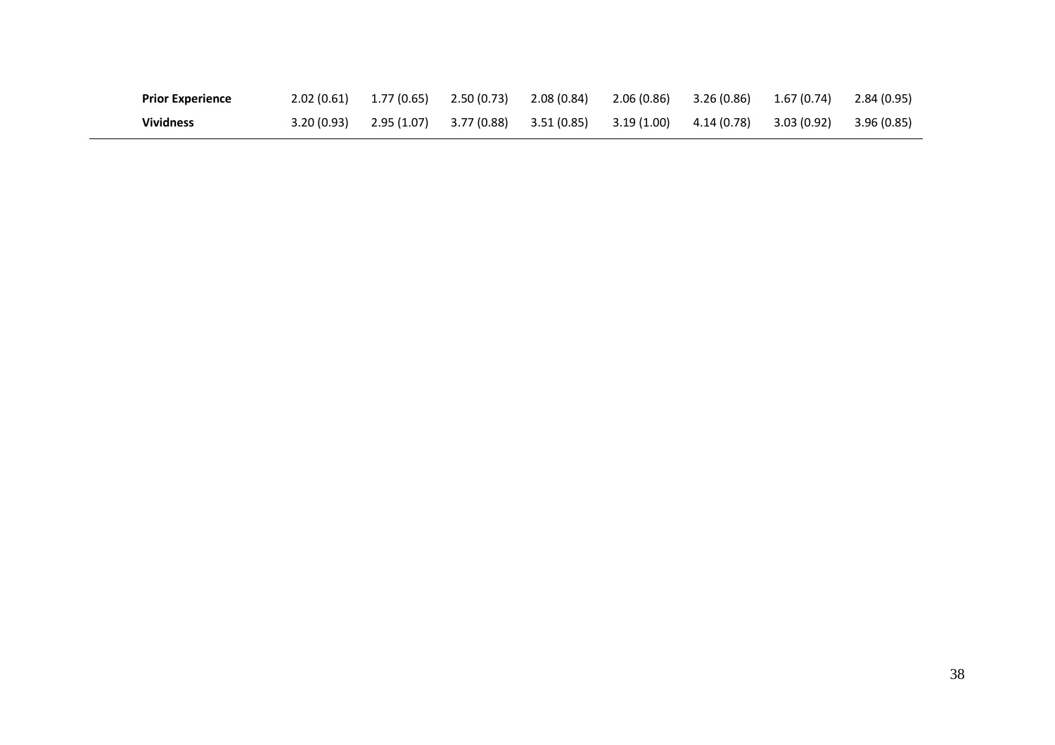| | | | | | | | | |
|---|---|---|---|---|---|---|---|---|
| **Prior Experience** | 2.02 (0.61) | 1.77 (0.65) | 2.50 (0.73) | 2.08 (0.84) | 2.06 (0.86) | 3.26 (0.86) | 1.67 (0.74) | 2.84 (0.95) |
| **Vividness** | 3.20 (0.93) | 2.95 (1.07) | 3.77 (0.88) | 3.51 (0.85) | 3.19 (1.00) | 4.14 (0.78) | 3.03 (0.92) | 3.96 (0.85) |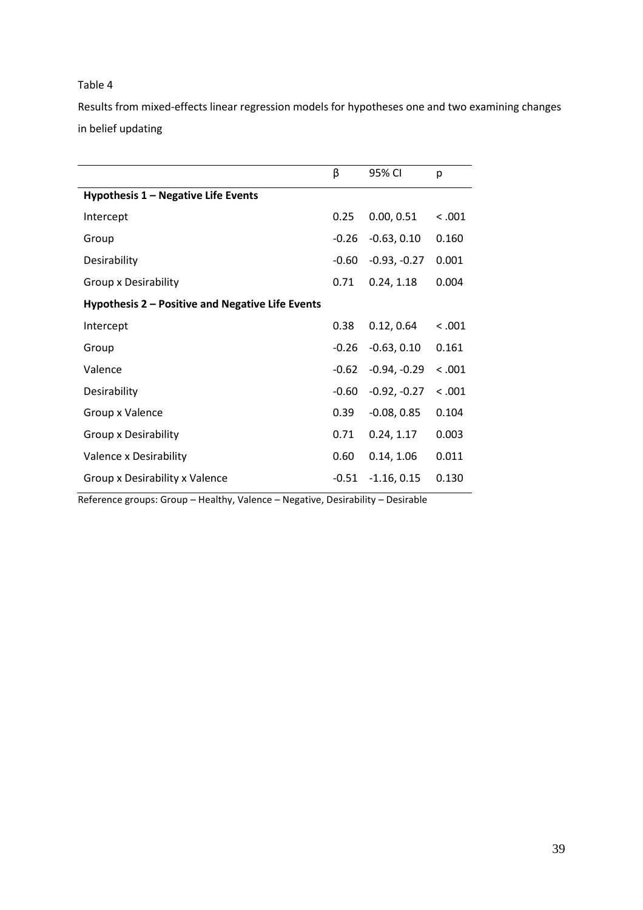Table 4

Results from mixed-effects linear regression models for hypotheses one and two examining changes in belief updating

| | β | 95% CI | p |
|---|---|---|---|
| **Hypothesis 1 – Negative Life Events** | | | |
| Intercept | 0.25 | 0.00, 0.51 | < .001 |
| Group | -0.26 | -0.63, 0.10 | 0.160 |
| Desirability | -0.60 | -0.93, -0.27 | 0.001 |
| Group x Desirability | 0.71 | 0.24, 1.18 | 0.004 |
| **Hypothesis 2 – Positive and Negative Life Events** | | | |
| Intercept | 0.38 | 0.12, 0.64 | < .001 |
| Group | -0.26 | -0.63, 0.10 | 0.161 |
| Valence | -0.62 | -0.94, -0.29 | < .001 |
| Desirability | -0.60 | -0.92, -0.27 | < .001 |
| Group x Valence | 0.39 | -0.08, 0.85 | 0.104 |
| Group x Desirability | 0.71 | 0.24, 1.17 | 0.003 |
| Valence x Desirability | 0.60 | 0.14, 1.06 | 0.011 |
| Group x Desirability x Valence | -0.51 | -1.16, 0.15 | 0.130 |

Reference groups: Group – Healthy, Valence – Negative, Desirability – Desirable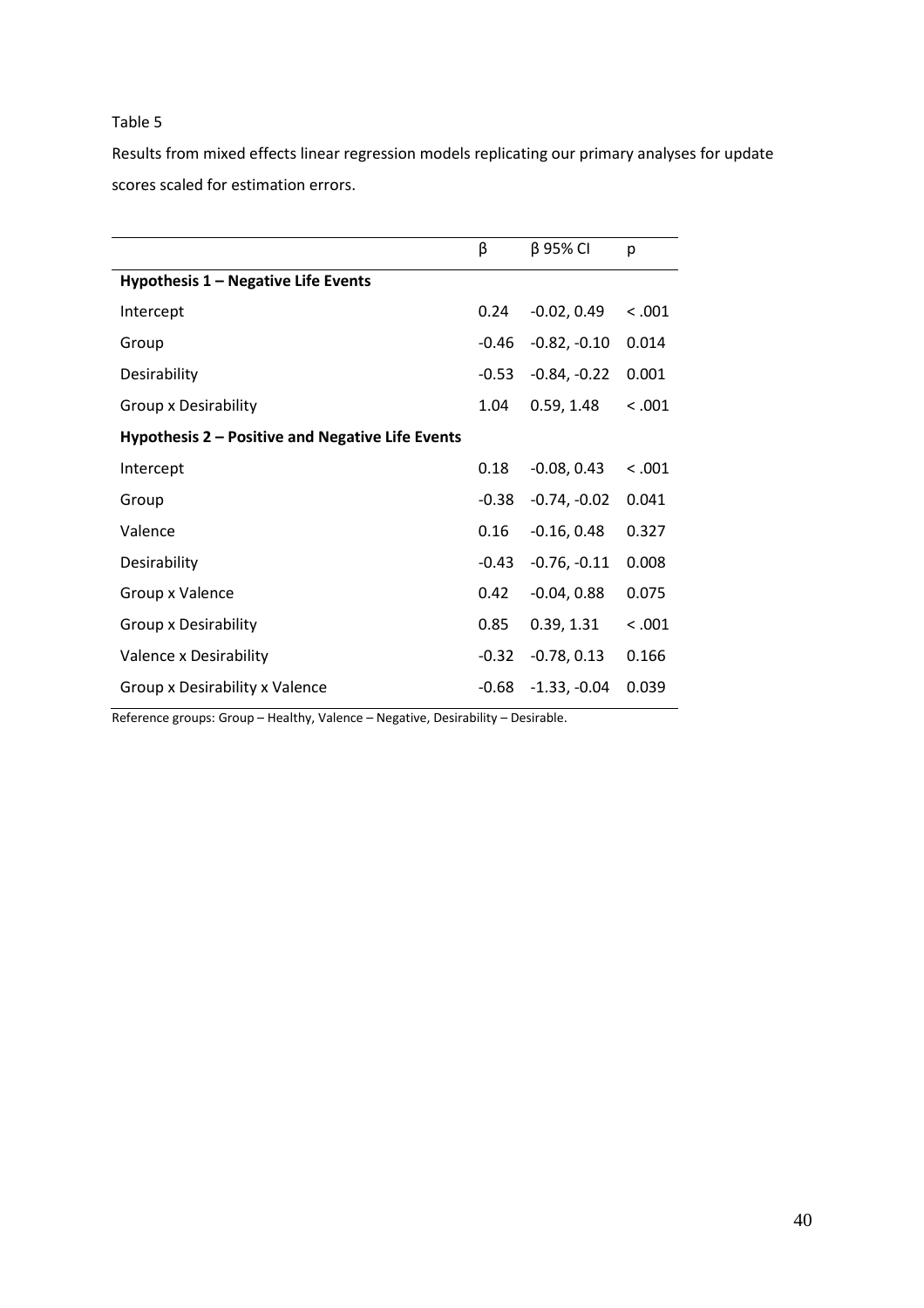Table 5

Results from mixed effects linear regression models replicating our primary analyses for update scores scaled for estimation errors.

| | β | β 95% CI | p |
|---|---|---|---|
| **Hypothesis 1 – Negative Life Events** | | | |
| Intercept | 0.24 | -0.02, 0.49 | < .001 |
| Group | -0.46 | -0.82, -0.10 | 0.014 |
| Desirability | -0.53 | -0.84, -0.22 | 0.001 |
| Group x Desirability | 1.04 | 0.59, 1.48 | < .001 |
| **Hypothesis 2 – Positive and Negative Life Events** | | | |
| Intercept | 0.18 | -0.08, 0.43 | < .001 |
| Group | -0.38 | -0.74, -0.02 | 0.041 |
| Valence | 0.16 | -0.16, 0.48 | 0.327 |
| Desirability | -0.43 | -0.76, -0.11 | 0.008 |
| Group x Valence | 0.42 | -0.04, 0.88 | 0.075 |
| Group x Desirability | 0.85 | 0.39, 1.31 | < .001 |
| Valence x Desirability | -0.32 | -0.78, 0.13 | 0.166 |
| Group x Desirability x Valence | -0.68 | -1.33, -0.04 | 0.039 |

Reference groups: Group – Healthy, Valence – Negative, Desirability – Desirable.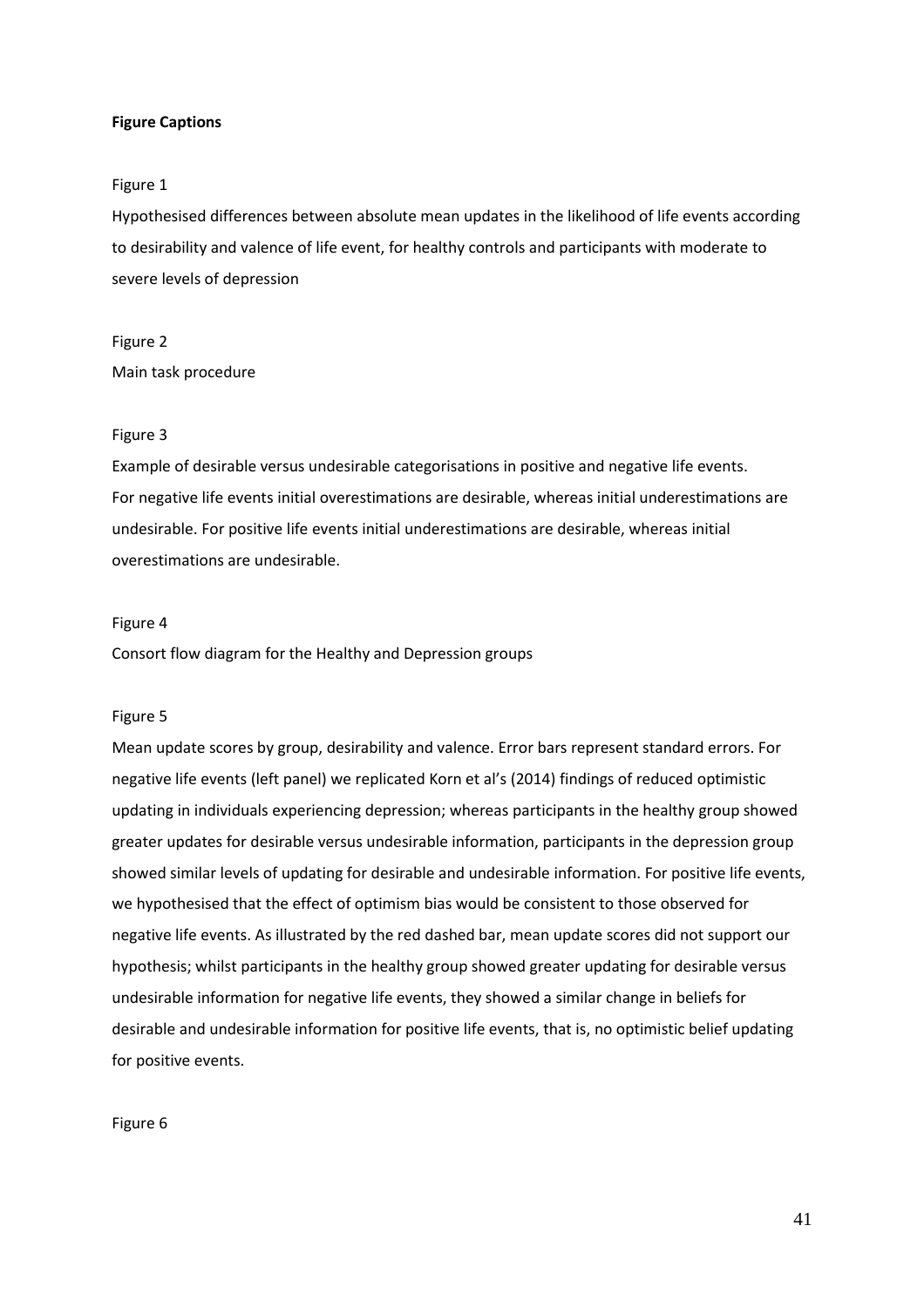**Figure Captions**

Figure 1

Hypothesised differences between absolute mean updates in the likelihood of life events according to desirability and valence of life event, for healthy controls and participants with moderate to severe levels of depression

Figure 2

Main task procedure

Figure 3

Example of desirable versus undesirable categorisations in positive and negative life events. For negative life events initial overestimations are desirable, whereas initial underestimations are undesirable. For positive life events initial underestimations are desirable, whereas initial overestimations are undesirable.

Figure 4

Consort flow diagram for the Healthy and Depression groups

Figure 5

Mean update scores by group, desirability and valence. Error bars represent standard errors. For negative life events (left panel) we replicated Korn et al's (2014) findings of reduced optimistic updating in individuals experiencing depression; whereas participants in the healthy group showed greater updates for desirable versus undesirable information, participants in the depression group showed similar levels of updating for desirable and undesirable information. For positive life events, we hypothesised that the effect of optimism bias would be consistent to those observed for negative life events. As illustrated by the red dashed bar, mean update scores did not support our hypothesis; whilst participants in the healthy group showed greater updating for desirable versus undesirable information for negative life events, they showed a similar change in beliefs for desirable and undesirable information for positive life events, that is, no optimistic belief updating for positive events.

Figure 6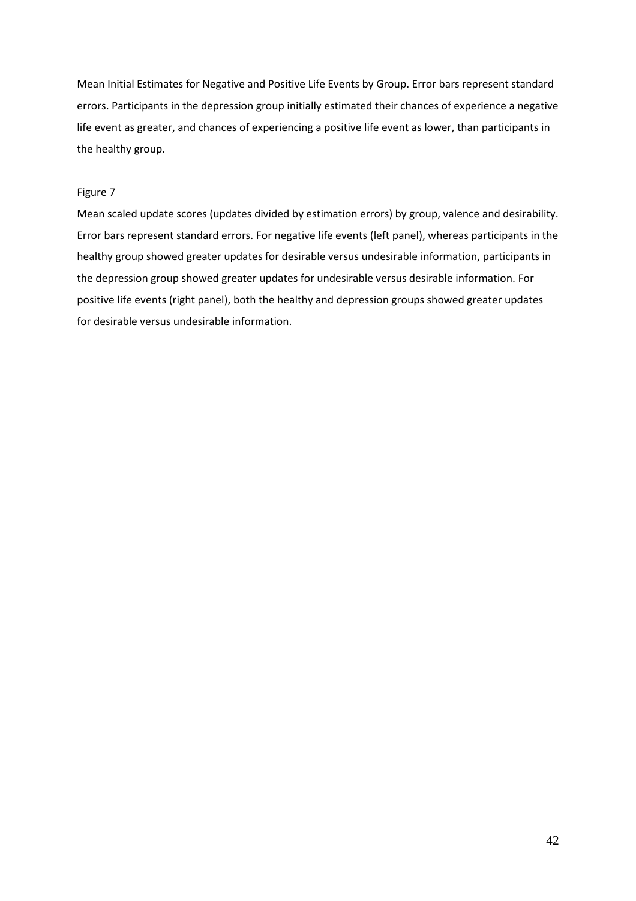Mean Initial Estimates for Negative and Positive Life Events by Group. Error bars represent standard errors. Participants in the depression group initially estimated their chances of experience a negative life event as greater, and chances of experiencing a positive life event as lower, than participants in the healthy group.

Figure 7

Mean scaled update scores (updates divided by estimation errors) by group, valence and desirability. Error bars represent standard errors. For negative life events (left panel), whereas participants in the healthy group showed greater updates for desirable versus undesirable information, participants in the depression group showed greater updates for undesirable versus desirable information. For positive life events (right panel), both the healthy and depression groups showed greater updates for desirable versus undesirable information.